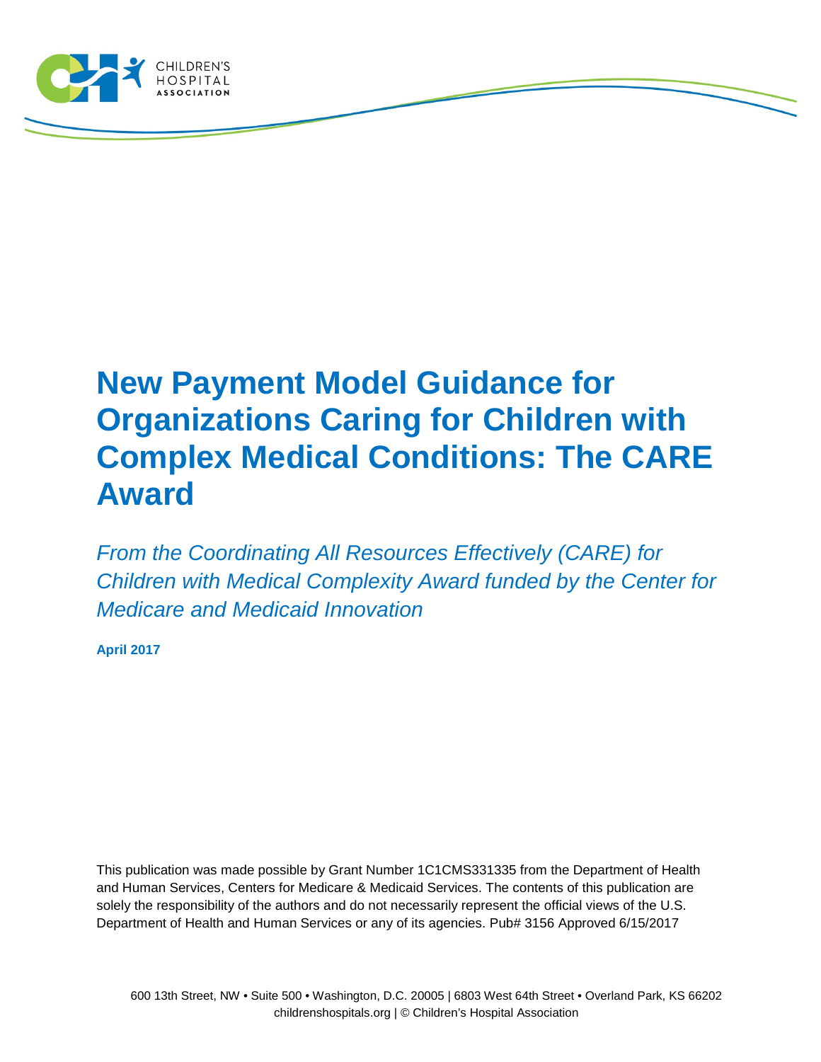# New Payment Model Guidance for Organizations Caring for Children with Complex Medical Conditions: The CARE Award

*From the Coordinating All Resources Effectively (CARE) for Children with Medical Complexity Award funded by the Center for Medicare and Medicaid Innovation*

**April 2017**

This publication was made possible by Grant Number 1C1CMS331335 from the Department of Health and Human Services, Centers for Medicare & Medicaid Services. The contents of this publication are solely the responsibility of the authors and do not necessarily represent the official views of the U.S. Department of Health and Human Services or any of its agencies. Pub# 3156 Approved 6/15/2017

600 13th Street, NW • Suite 500 • Washington, D.C. 20005 | 6803 West 64th Street • Overland Park, KS 66202
childrenshospitals.org | © Children's Hospital Association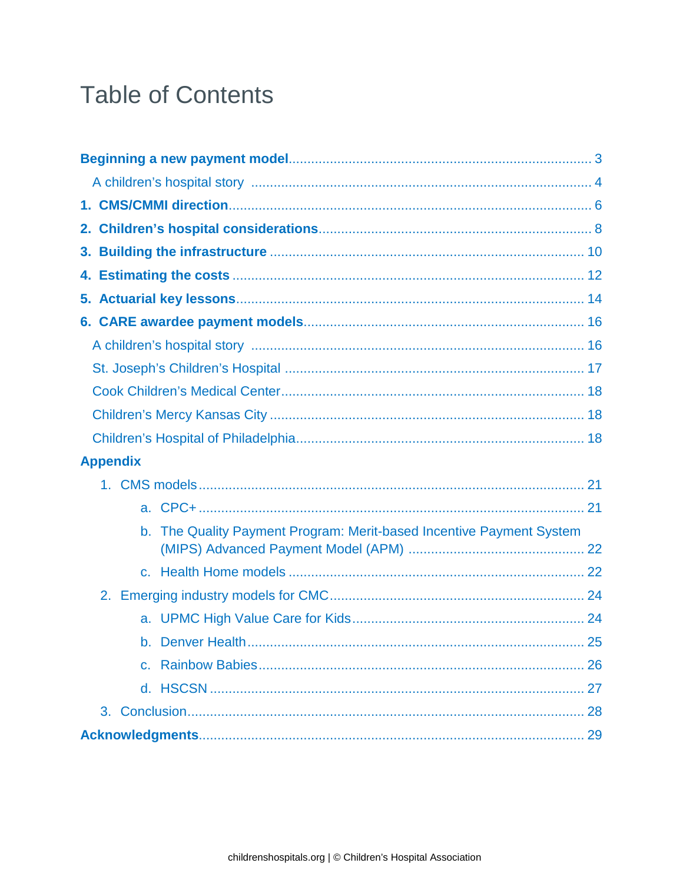# Table of Contents

**Beginning a new payment model** ... 3

- A children's hospital story ... 4

**1. CMS/CMMI direction** ... 6

**2. Children's hospital considerations** ... 8

**3. Building the infrastructure** ... 10

**4. Estimating the costs** ... 12

**5. Actuarial key lessons** ... 14

**6. CARE awardee payment models** ... 16

- A children's hospital story ... 16
- St. Joseph's Children's Hospital ... 17
- Cook Children's Medical Center ... 18
- Children's Mercy Kansas City ... 18
- Children's Hospital of Philadelphia ... 18

**Appendix**

1. CMS models ... 21
   a. CPC+ ... 21
   b. The Quality Payment Program: Merit-based Incentive Payment System (MIPS) Advanced Payment Model (APM) ... 22
   c. Health Home models ... 22
2. Emerging industry models for CMC ... 24
   a. UPMC High Value Care for Kids ... 24
   b. Denver Health ... 25
   c. Rainbow Babies ... 26
   d. HSCSN ... 27
3. Conclusion ... 28

**Acknowledgments** ... 29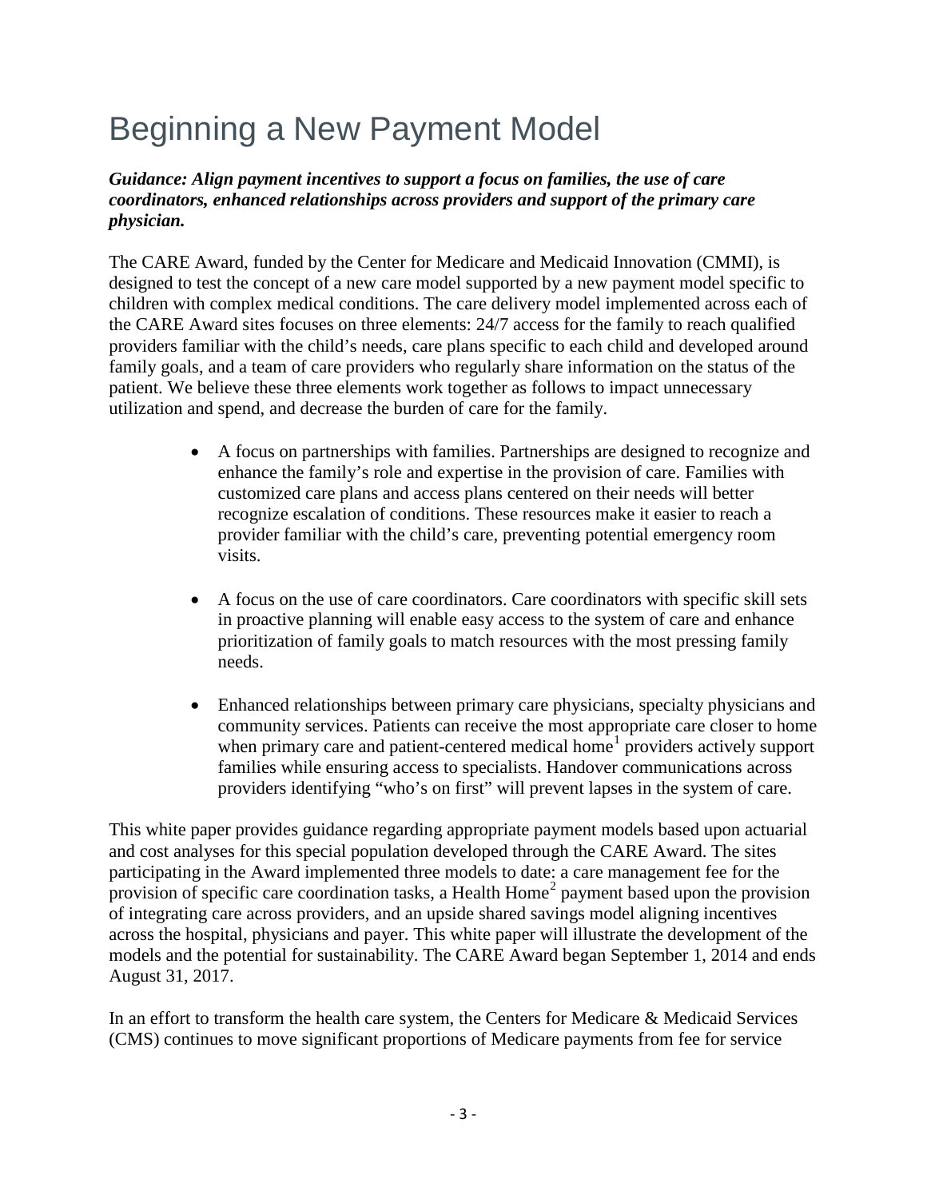# Beginning a New Payment Model

***Guidance: Align payment incentives to support a focus on families, the use of care coordinators, enhanced relationships across providers and support of the primary care physician.***

The CARE Award, funded by the Center for Medicare and Medicaid Innovation (CMMI), is designed to test the concept of a new care model supported by a new payment model specific to children with complex medical conditions. The care delivery model implemented across each of the CARE Award sites focuses on three elements: 24/7 access for the family to reach qualified providers familiar with the child's needs, care plans specific to each child and developed around family goals, and a team of care providers who regularly share information on the status of the patient. We believe these three elements work together as follows to impact unnecessary utilization and spend, and decrease the burden of care for the family.

- A focus on partnerships with families. Partnerships are designed to recognize and enhance the family's role and expertise in the provision of care. Families with customized care plans and access plans centered on their needs will better recognize escalation of conditions. These resources make it easier to reach a provider familiar with the child's care, preventing potential emergency room visits.

- A focus on the use of care coordinators. Care coordinators with specific skill sets in proactive planning will enable easy access to the system of care and enhance prioritization of family goals to match resources with the most pressing family needs.

- Enhanced relationships between primary care physicians, specialty physicians and community services. Patients can receive the most appropriate care closer to home when primary care and patient-centered medical home[1] providers actively support families while ensuring access to specialists. Handover communications across providers identifying "who's on first" will prevent lapses in the system of care.

This white paper provides guidance regarding appropriate payment models based upon actuarial and cost analyses for this special population developed through the CARE Award. The sites participating in the Award implemented three models to date: a care management fee for the provision of specific care coordination tasks, a Health Home[2] payment based upon the provision of integrating care across providers, and an upside shared savings model aligning incentives across the hospital, physicians and payer. This white paper will illustrate the development of the models and the potential for sustainability. The CARE Award began September 1, 2014 and ends August 31, 2017.

In an effort to transform the health care system, the Centers for Medicare & Medicaid Services (CMS) continues to move significant proportions of Medicare payments from fee for service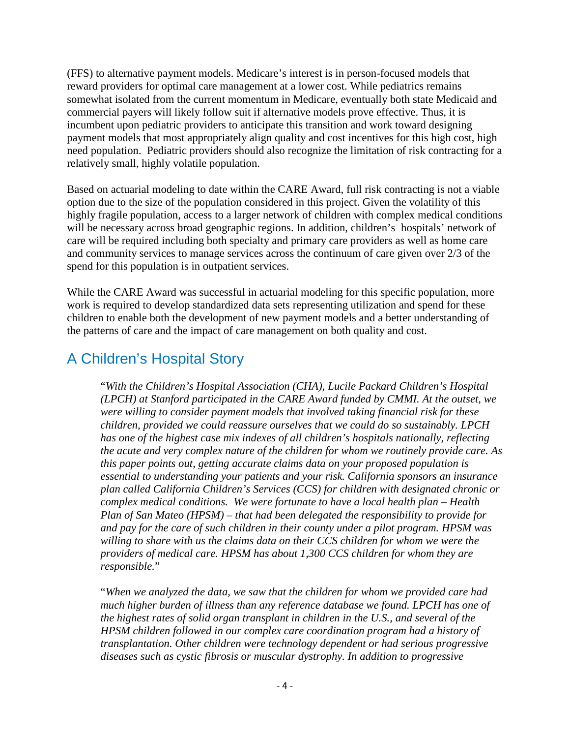(FFS) to alternative payment models. Medicare's interest is in person-focused models that reward providers for optimal care management at a lower cost. While pediatrics remains somewhat isolated from the current momentum in Medicare, eventually both state Medicaid and commercial payers will likely follow suit if alternative models prove effective. Thus, it is incumbent upon pediatric providers to anticipate this transition and work toward designing payment models that most appropriately align quality and cost incentives for this high cost, high need population. Pediatric providers should also recognize the limitation of risk contracting for a relatively small, highly volatile population.

Based on actuarial modeling to date within the CARE Award, full risk contracting is not a viable option due to the size of the population considered in this project. Given the volatility of this highly fragile population, access to a larger network of children with complex medical conditions will be necessary across broad geographic regions. In addition, children's hospitals' network of care will be required including both specialty and primary care providers as well as home care and community services to manage services across the continuum of care given over 2/3 of the spend for this population is in outpatient services.

While the CARE Award was successful in actuarial modeling for this specific population, more work is required to develop standardized data sets representing utilization and spend for these children to enable both the development of new payment models and a better understanding of the patterns of care and the impact of care management on both quality and cost.

## A Children's Hospital Story

> "*With the Children's Hospital Association (CHA), Lucile Packard Children's Hospital (LPCH) at Stanford participated in the CARE Award funded by CMMI. At the outset, we were willing to consider payment models that involved taking financial risk for these children, provided we could reassure ourselves that we could do so sustainably. LPCH has one of the highest case mix indexes of all children's hospitals nationally, reflecting the acute and very complex nature of the children for whom we routinely provide care. As this paper points out, getting accurate claims data on your proposed population is essential to understanding your patients and your risk. California sponsors an insurance plan called California Children's Services (CCS) for children with designated chronic or complex medical conditions. We were fortunate to have a local health plan – Health Plan of San Mateo (HPSM) – that had been delegated the responsibility to provide for and pay for the care of such children in their county under a pilot program. HPSM was willing to share with us the claims data on their CCS children for whom we were the providers of medical care. HPSM has about 1,300 CCS children for whom they are responsible.*"
>
> "*When we analyzed the data, we saw that the children for whom we provided care had much higher burden of illness than any reference database we found. LPCH has one of the highest rates of solid organ transplant in children in the U.S., and several of the HPSM children followed in our complex care coordination program had a history of transplantation. Other children were technology dependent or had serious progressive diseases such as cystic fibrosis or muscular dystrophy. In addition to progressive*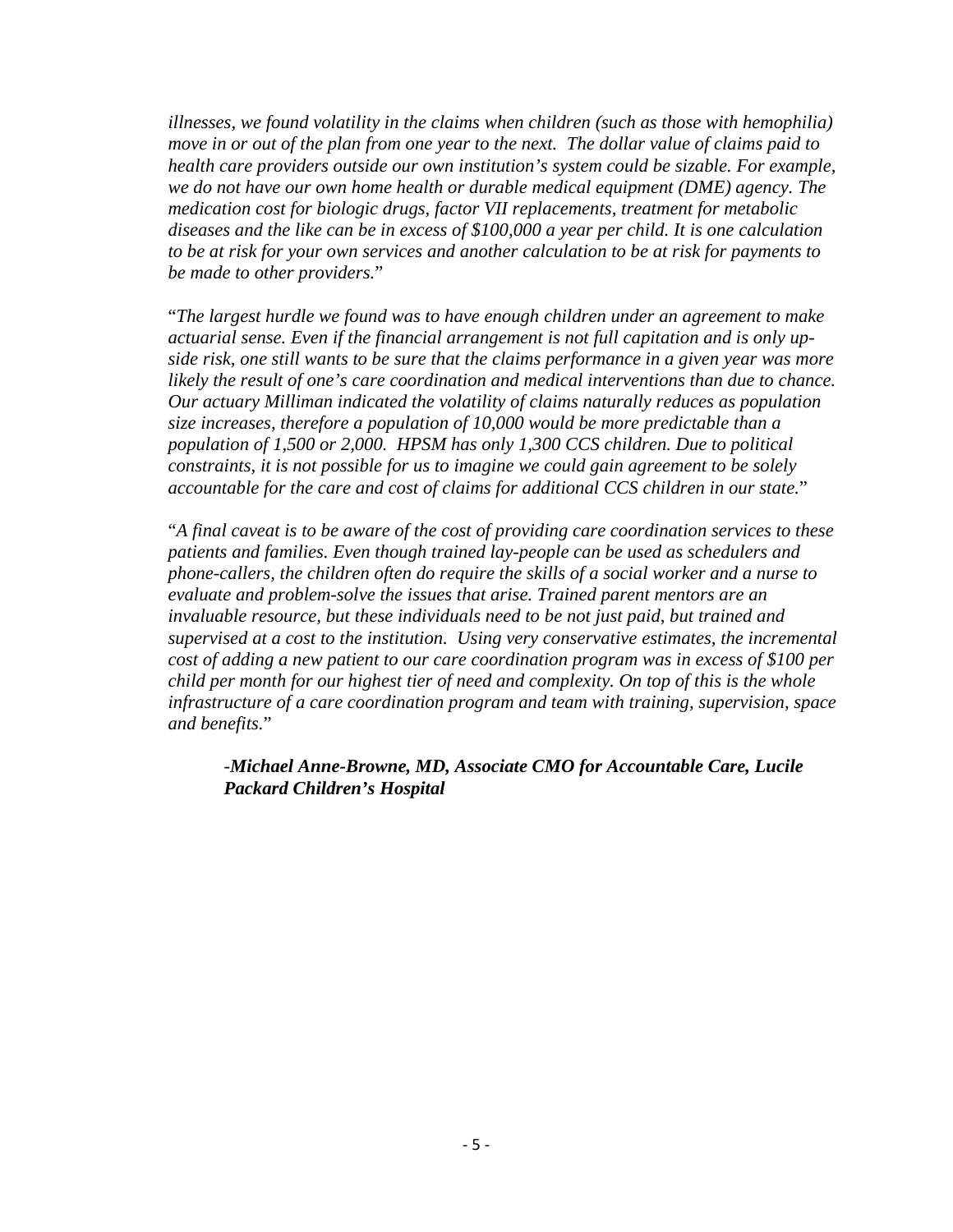*illnesses, we found volatility in the claims when children (such as those with hemophilia) move in or out of the plan from one year to the next. The dollar value of claims paid to health care providers outside our own institution's system could be sizable. For example, we do not have our own home health or durable medical equipment (DME) agency. The medication cost for biologic drugs, factor VII replacements, treatment for metabolic diseases and the like can be in excess of $100,000 a year per child. It is one calculation to be at risk for your own services and another calculation to be at risk for payments to be made to other providers.*"

"*The largest hurdle we found was to have enough children under an agreement to make actuarial sense. Even if the financial arrangement is not full capitation and is only up-side risk, one still wants to be sure that the claims performance in a given year was more likely the result of one's care coordination and medical interventions than due to chance. Our actuary Milliman indicated the volatility of claims naturally reduces as population size increases, therefore a population of 10,000 would be more predictable than a population of 1,500 or 2,000. HPSM has only 1,300 CCS children. Due to political constraints, it is not possible for us to imagine we could gain agreement to be solely accountable for the care and cost of claims for additional CCS children in our state.*"

"*A final caveat is to be aware of the cost of providing care coordination services to these patients and families. Even though trained lay-people can be used as schedulers and phone-callers, the children often do require the skills of a social worker and a nurse to evaluate and problem-solve the issues that arise. Trained parent mentors are an invaluable resource, but these individuals need to be not just paid, but trained and supervised at a cost to the institution. Using very conservative estimates, the incremental cost of adding a new patient to our care coordination program was in excess of $100 per child per month for our highest tier of need and complexity. On top of this is the whole infrastructure of a care coordination program and team with training, supervision, space and benefits.*"

> -***Michael Anne-Browne, MD, Associate CMO for Accountable Care, Lucile Packard Children's Hospital***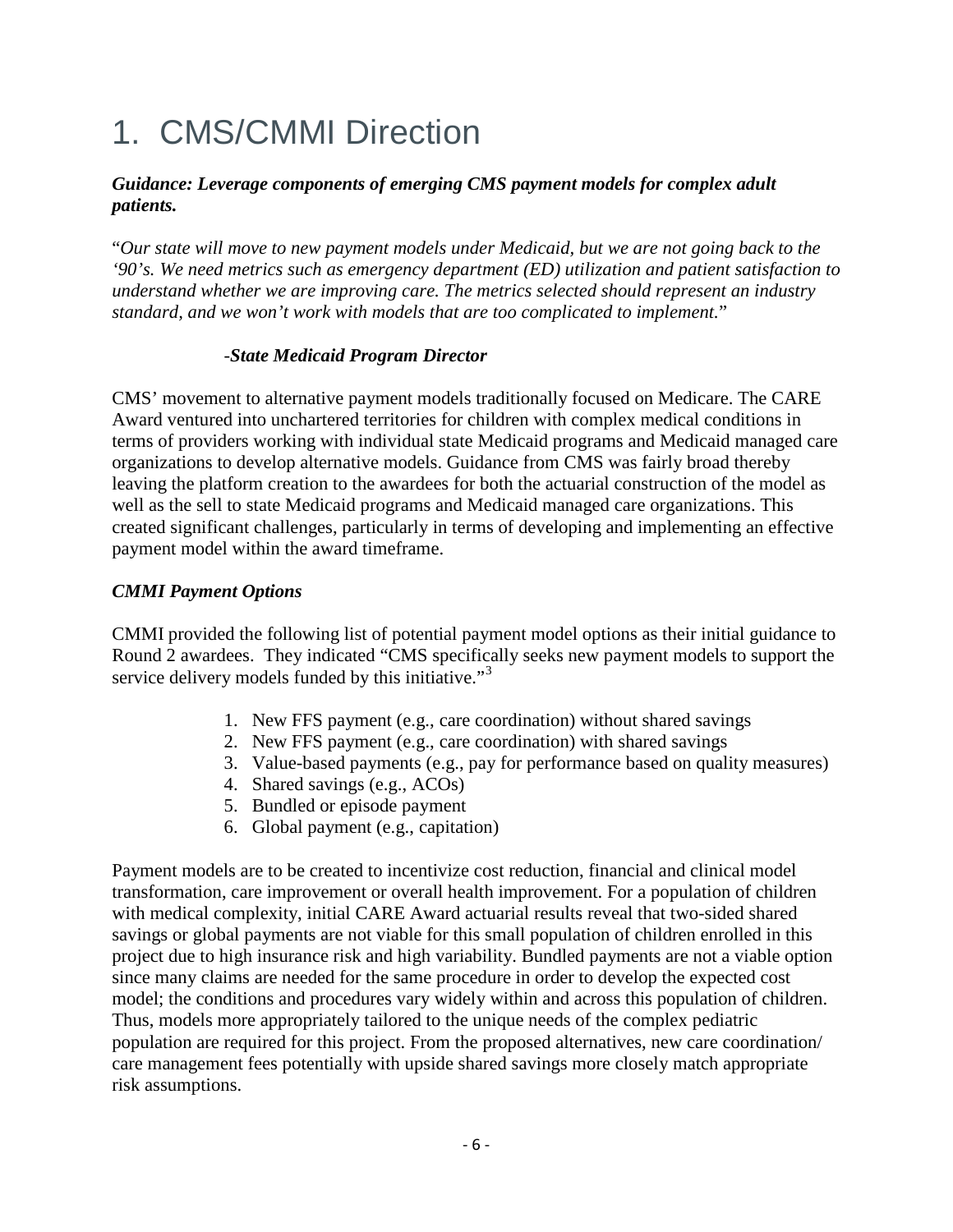# 1. CMS/CMMI Direction

***Guidance: Leverage components of emerging CMS payment models for complex adult patients.***

"*Our state will move to new payment models under Medicaid, but we are not going back to the '90's. We need metrics such as emergency department (ED) utilization and patient satisfaction to understand whether we are improving care. The metrics selected should represent an industry standard, and we won't work with models that are too complicated to implement.*"

-***State Medicaid Program Director***

CMS' movement to alternative payment models traditionally focused on Medicare. The CARE Award ventured into unchartered territories for children with complex medical conditions in terms of providers working with individual state Medicaid programs and Medicaid managed care organizations to develop alternative models. Guidance from CMS was fairly broad thereby leaving the platform creation to the awardees for both the actuarial construction of the model as well as the sell to state Medicaid programs and Medicaid managed care organizations. This created significant challenges, particularly in terms of developing and implementing an effective payment model within the award timeframe.

***CMMI Payment Options***

CMMI provided the following list of potential payment model options as their initial guidance to Round 2 awardees. They indicated "CMS specifically seeks new payment models to support the service delivery models funded by this initiative."[3]

1. New FFS payment (e.g., care coordination) without shared savings
2. New FFS payment (e.g., care coordination) with shared savings
3. Value-based payments (e.g., pay for performance based on quality measures)
4. Shared savings (e.g., ACOs)
5. Bundled or episode payment
6. Global payment (e.g., capitation)

Payment models are to be created to incentivize cost reduction, financial and clinical model transformation, care improvement or overall health improvement. For a population of children with medical complexity, initial CARE Award actuarial results reveal that two-sided shared savings or global payments are not viable for this small population of children enrolled in this project due to high insurance risk and high variability. Bundled payments are not a viable option since many claims are needed for the same procedure in order to develop the expected cost model; the conditions and procedures vary widely within and across this population of children. Thus, models more appropriately tailored to the unique needs of the complex pediatric population are required for this project. From the proposed alternatives, new care coordination/ care management fees potentially with upside shared savings more closely match appropriate risk assumptions.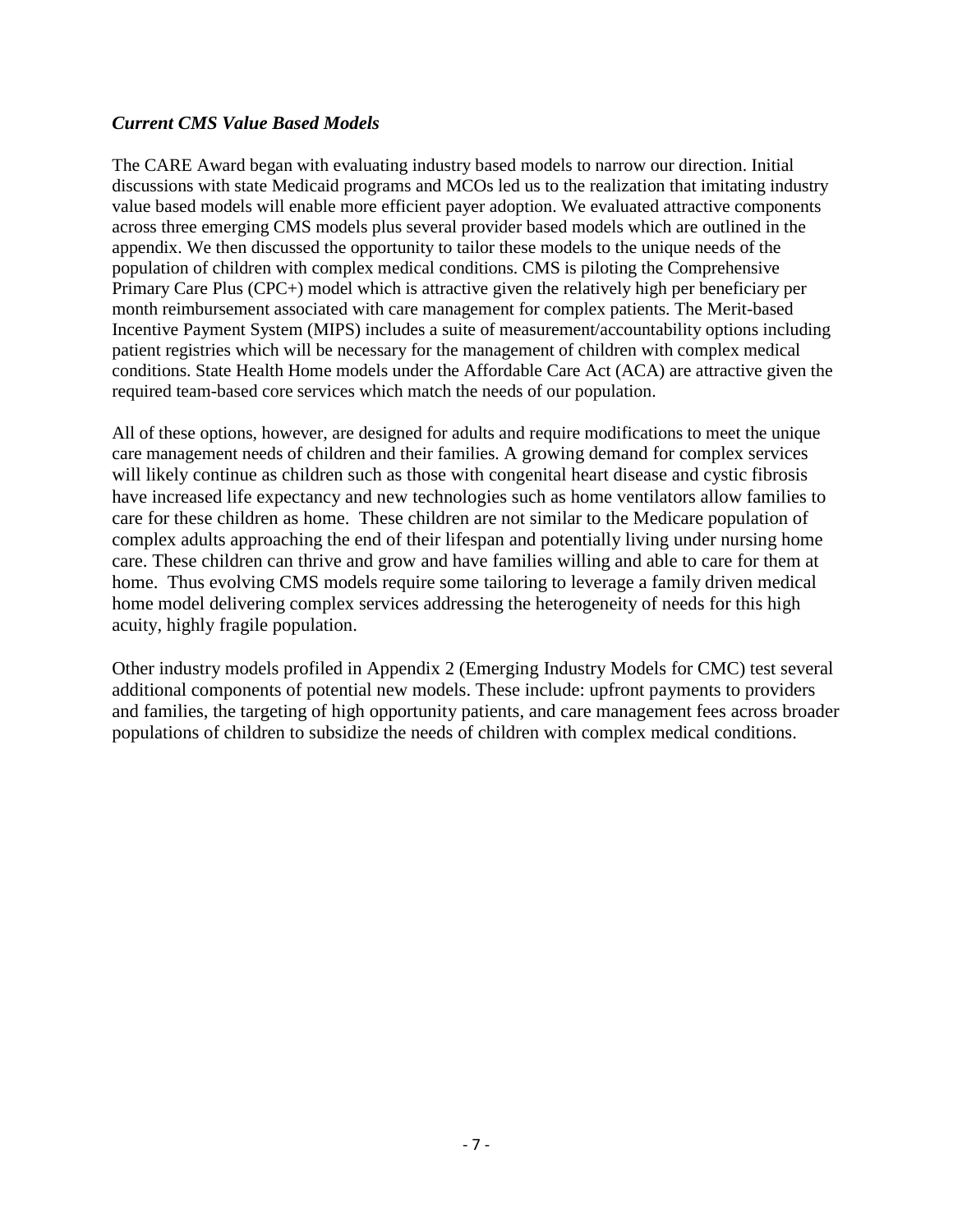### *Current CMS Value Based Models*

The CARE Award began with evaluating industry based models to narrow our direction. Initial discussions with state Medicaid programs and MCOs led us to the realization that imitating industry value based models will enable more efficient payer adoption. We evaluated attractive components across three emerging CMS models plus several provider based models which are outlined in the appendix. We then discussed the opportunity to tailor these models to the unique needs of the population of children with complex medical conditions. CMS is piloting the Comprehensive Primary Care Plus (CPC+) model which is attractive given the relatively high per beneficiary per month reimbursement associated with care management for complex patients. The Merit-based Incentive Payment System (MIPS) includes a suite of measurement/accountability options including patient registries which will be necessary for the management of children with complex medical conditions. State Health Home models under the Affordable Care Act (ACA) are attractive given the required team-based core services which match the needs of our population.

All of these options, however, are designed for adults and require modifications to meet the unique care management needs of children and their families. A growing demand for complex services will likely continue as children such as those with congenital heart disease and cystic fibrosis have increased life expectancy and new technologies such as home ventilators allow families to care for these children as home. These children are not similar to the Medicare population of complex adults approaching the end of their lifespan and potentially living under nursing home care. These children can thrive and grow and have families willing and able to care for them at home. Thus evolving CMS models require some tailoring to leverage a family driven medical home model delivering complex services addressing the heterogeneity of needs for this high acuity, highly fragile population.

Other industry models profiled in Appendix 2 (Emerging Industry Models for CMC) test several additional components of potential new models. These include: upfront payments to providers and families, the targeting of high opportunity patients, and care management fees across broader populations of children to subsidize the needs of children with complex medical conditions.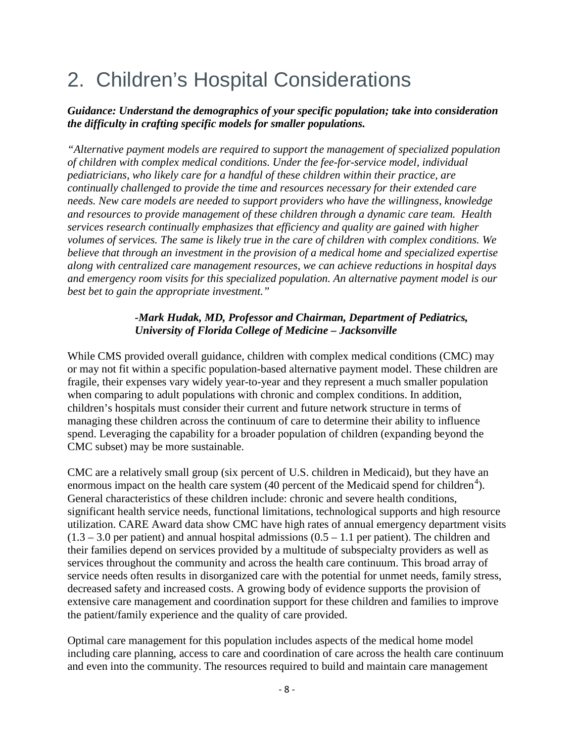# 2. Children's Hospital Considerations

***Guidance: Understand the demographics of your specific population; take into consideration the difficulty in crafting specific models for smaller populations.***

*"Alternative payment models are required to support the management of specialized population of children with complex medical conditions. Under the fee-for-service model, individual pediatricians, who likely care for a handful of these children within their practice, are continually challenged to provide the time and resources necessary for their extended care needs. New care models are needed to support providers who have the willingness, knowledge and resources to provide management of these children through a dynamic care team. Health services research continually emphasizes that efficiency and quality are gained with higher volumes of services. The same is likely true in the care of children with complex conditions. We believe that through an investment in the provision of a medical home and specialized expertise along with centralized care management resources, we can achieve reductions in hospital days and emergency room visits for this specialized population. An alternative payment model is our best bet to gain the appropriate investment."*

***-Mark Hudak, MD, Professor and Chairman, Department of Pediatrics, University of Florida College of Medicine – Jacksonville***

While CMS provided overall guidance, children with complex medical conditions (CMC) may or may not fit within a specific population-based alternative payment model. These children are fragile, their expenses vary widely year-to-year and they represent a much smaller population when comparing to adult populations with chronic and complex conditions. In addition, children's hospitals must consider their current and future network structure in terms of managing these children across the continuum of care to determine their ability to influence spend. Leveraging the capability for a broader population of children (expanding beyond the CMC subset) may be more sustainable.

CMC are a relatively small group (six percent of U.S. children in Medicaid), but they have an enormous impact on the health care system (40 percent of the Medicaid spend for children[4]). General characteristics of these children include: chronic and severe health conditions, significant health service needs, functional limitations, technological supports and high resource utilization. CARE Award data show CMC have high rates of annual emergency department visits (1.3 – 3.0 per patient) and annual hospital admissions (0.5 – 1.1 per patient). The children and their families depend on services provided by a multitude of subspecialty providers as well as services throughout the community and across the health care continuum. This broad array of service needs often results in disorganized care with the potential for unmet needs, family stress, decreased safety and increased costs. A growing body of evidence supports the provision of extensive care management and coordination support for these children and families to improve the patient/family experience and the quality of care provided.

Optimal care management for this population includes aspects of the medical home model including care planning, access to care and coordination of care across the health care continuum and even into the community. The resources required to build and maintain care management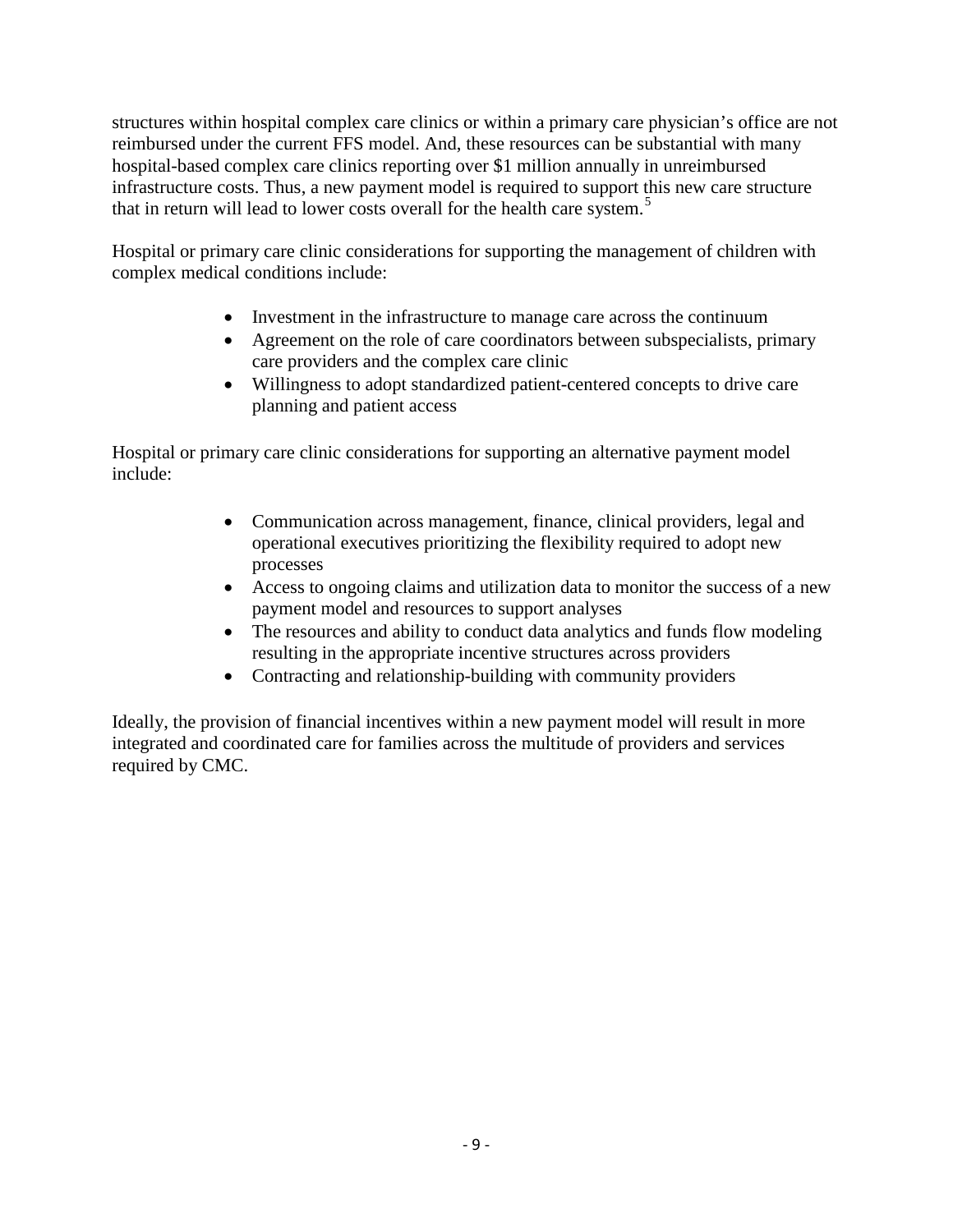structures within hospital complex care clinics or within a primary care physician's office are not reimbursed under the current FFS model. And, these resources can be substantial with many hospital-based complex care clinics reporting over $1 million annually in unreimbursed infrastructure costs. Thus, a new payment model is required to support this new care structure that in return will lead to lower costs overall for the health care system.[5]

Hospital or primary care clinic considerations for supporting the management of children with complex medical conditions include:

- Investment in the infrastructure to manage care across the continuum
- Agreement on the role of care coordinators between subspecialists, primary care providers and the complex care clinic
- Willingness to adopt standardized patient-centered concepts to drive care planning and patient access

Hospital or primary care clinic considerations for supporting an alternative payment model include:

- Communication across management, finance, clinical providers, legal and operational executives prioritizing the flexibility required to adopt new processes
- Access to ongoing claims and utilization data to monitor the success of a new payment model and resources to support analyses
- The resources and ability to conduct data analytics and funds flow modeling resulting in the appropriate incentive structures across providers
- Contracting and relationship-building with community providers

Ideally, the provision of financial incentives within a new payment model will result in more integrated and coordinated care for families across the multitude of providers and services required by CMC.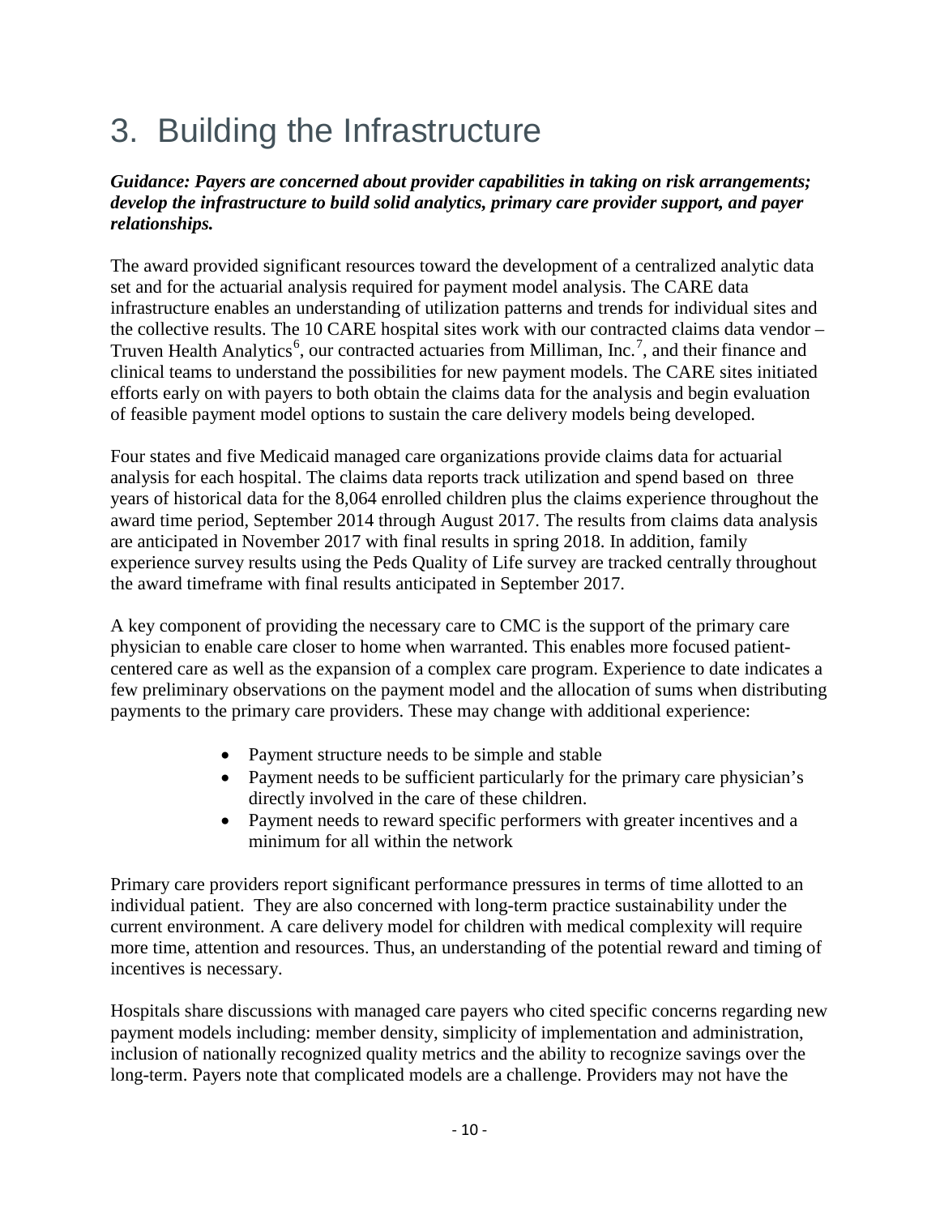# 3. Building the Infrastructure

***Guidance: Payers are concerned about provider capabilities in taking on risk arrangements; develop the infrastructure to build solid analytics, primary care provider support, and payer relationships.***

The award provided significant resources toward the development of a centralized analytic data set and for the actuarial analysis required for payment model analysis. The CARE data infrastructure enables an understanding of utilization patterns and trends for individual sites and the collective results. The 10 CARE hospital sites work with our contracted claims data vendor – Truven Health Analytics[6], our contracted actuaries from Milliman, Inc.[7], and their finance and clinical teams to understand the possibilities for new payment models. The CARE sites initiated efforts early on with payers to both obtain the claims data for the analysis and begin evaluation of feasible payment model options to sustain the care delivery models being developed.

Four states and five Medicaid managed care organizations provide claims data for actuarial analysis for each hospital. The claims data reports track utilization and spend based on three years of historical data for the 8,064 enrolled children plus the claims experience throughout the award time period, September 2014 through August 2017. The results from claims data analysis are anticipated in November 2017 with final results in spring 2018. In addition, family experience survey results using the Peds Quality of Life survey are tracked centrally throughout the award timeframe with final results anticipated in September 2017.

A key component of providing the necessary care to CMC is the support of the primary care physician to enable care closer to home when warranted. This enables more focused patient-centered care as well as the expansion of a complex care program. Experience to date indicates a few preliminary observations on the payment model and the allocation of sums when distributing payments to the primary care providers. These may change with additional experience:

- Payment structure needs to be simple and stable
- Payment needs to be sufficient particularly for the primary care physician's directly involved in the care of these children.
- Payment needs to reward specific performers with greater incentives and a minimum for all within the network

Primary care providers report significant performance pressures in terms of time allotted to an individual patient. They are also concerned with long-term practice sustainability under the current environment. A care delivery model for children with medical complexity will require more time, attention and resources. Thus, an understanding of the potential reward and timing of incentives is necessary.

Hospitals share discussions with managed care payers who cited specific concerns regarding new payment models including: member density, simplicity of implementation and administration, inclusion of nationally recognized quality metrics and the ability to recognize savings over the long-term. Payers note that complicated models are a challenge. Providers may not have the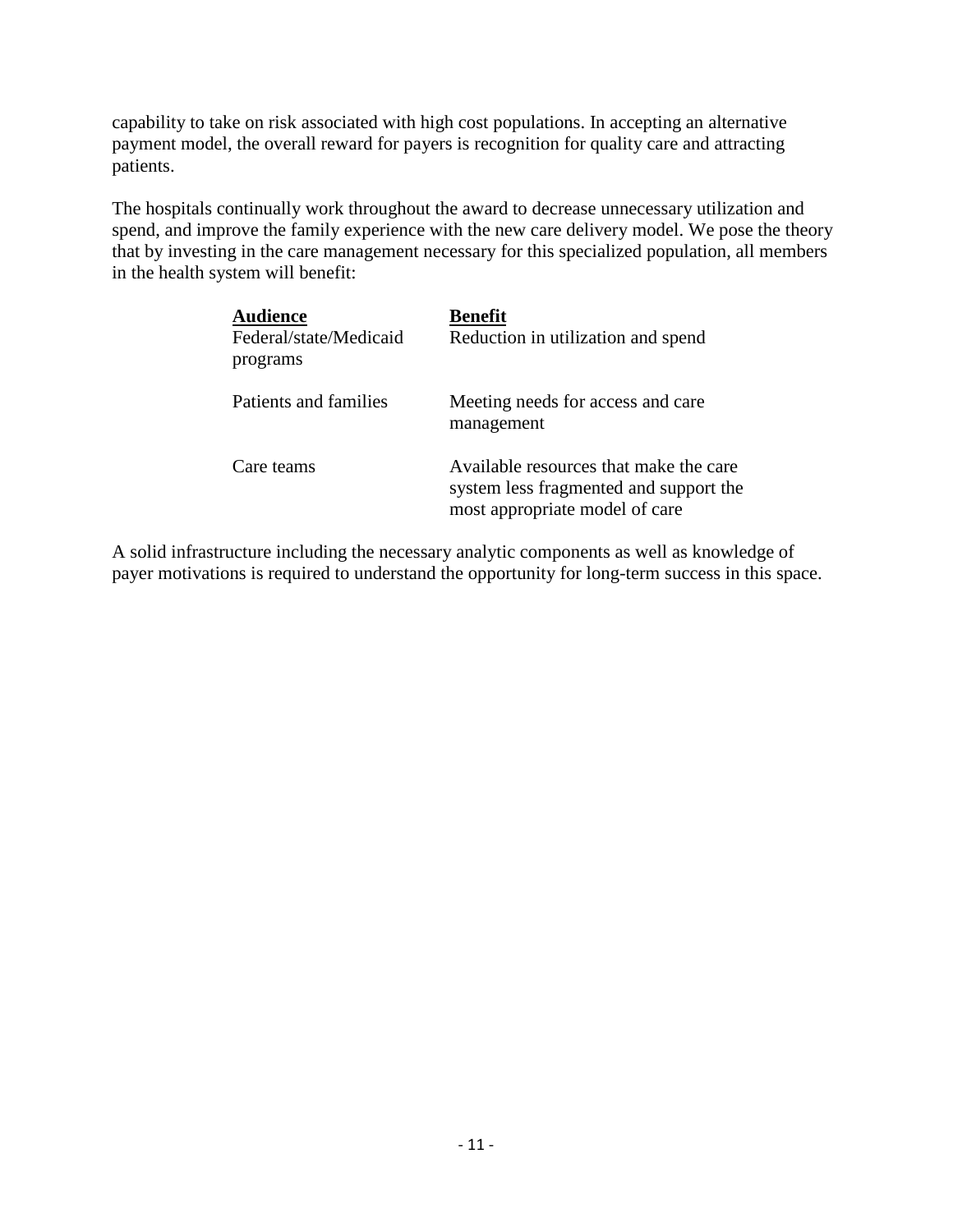capability to take on risk associated with high cost populations. In accepting an alternative payment model, the overall reward for payers is recognition for quality care and attracting patients.

The hospitals continually work throughout the award to decrease unnecessary utilization and spend, and improve the family experience with the new care delivery model. We pose the theory that by investing in the care management necessary for this specialized population, all members in the health system will benefit:

| Audience | Benefit |
| --- | --- |
| Federal/state/Medicaid programs | Reduction in utilization and spend |
| Patients and families | Meeting needs for access and care management |
| Care teams | Available resources that make the care system less fragmented and support the most appropriate model of care |

A solid infrastructure including the necessary analytic components as well as knowledge of payer motivations is required to understand the opportunity for long-term success in this space.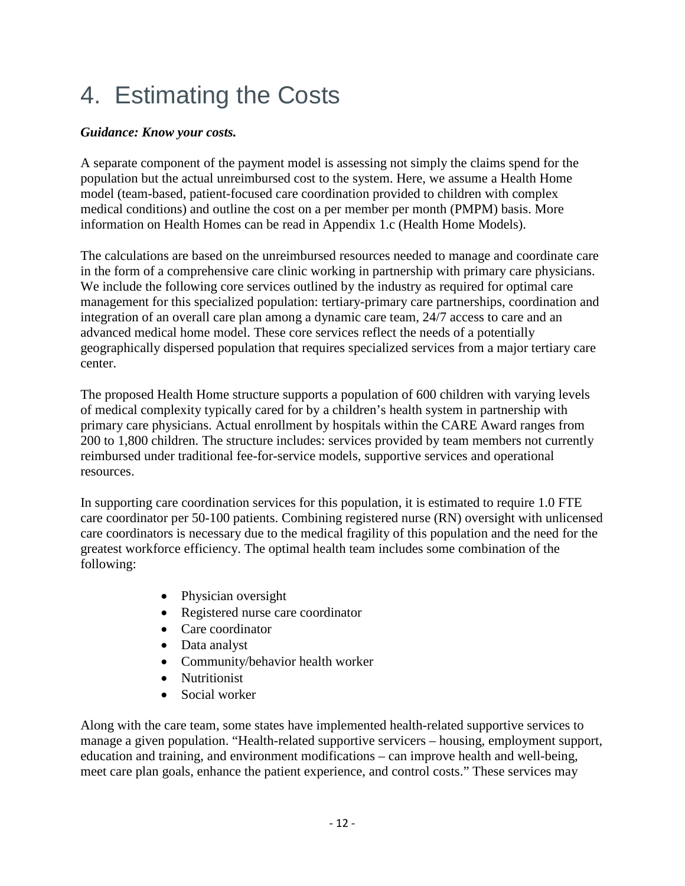# 4. Estimating the Costs

***Guidance: Know your costs.***

A separate component of the payment model is assessing not simply the claims spend for the population but the actual unreimbursed cost to the system. Here, we assume a Health Home model (team-based, patient-focused care coordination provided to children with complex medical conditions) and outline the cost on a per member per month (PMPM) basis. More information on Health Homes can be read in Appendix 1.c (Health Home Models).

The calculations are based on the unreimbursed resources needed to manage and coordinate care in the form of a comprehensive care clinic working in partnership with primary care physicians. We include the following core services outlined by the industry as required for optimal care management for this specialized population: tertiary-primary care partnerships, coordination and integration of an overall care plan among a dynamic care team, 24/7 access to care and an advanced medical home model. These core services reflect the needs of a potentially geographically dispersed population that requires specialized services from a major tertiary care center.

The proposed Health Home structure supports a population of 600 children with varying levels of medical complexity typically cared for by a children's health system in partnership with primary care physicians. Actual enrollment by hospitals within the CARE Award ranges from 200 to 1,800 children. The structure includes: services provided by team members not currently reimbursed under traditional fee-for-service models, supportive services and operational resources.

In supporting care coordination services for this population, it is estimated to require 1.0 FTE care coordinator per 50-100 patients. Combining registered nurse (RN) oversight with unlicensed care coordinators is necessary due to the medical fragility of this population and the need for the greatest workforce efficiency. The optimal health team includes some combination of the following:

- Physician oversight
- Registered nurse care coordinator
- Care coordinator
- Data analyst
- Community/behavior health worker
- Nutritionist
- Social worker

Along with the care team, some states have implemented health-related supportive services to manage a given population. "Health-related supportive servicers – housing, employment support, education and training, and environment modifications – can improve health and well-being, meet care plan goals, enhance the patient experience, and control costs." These services may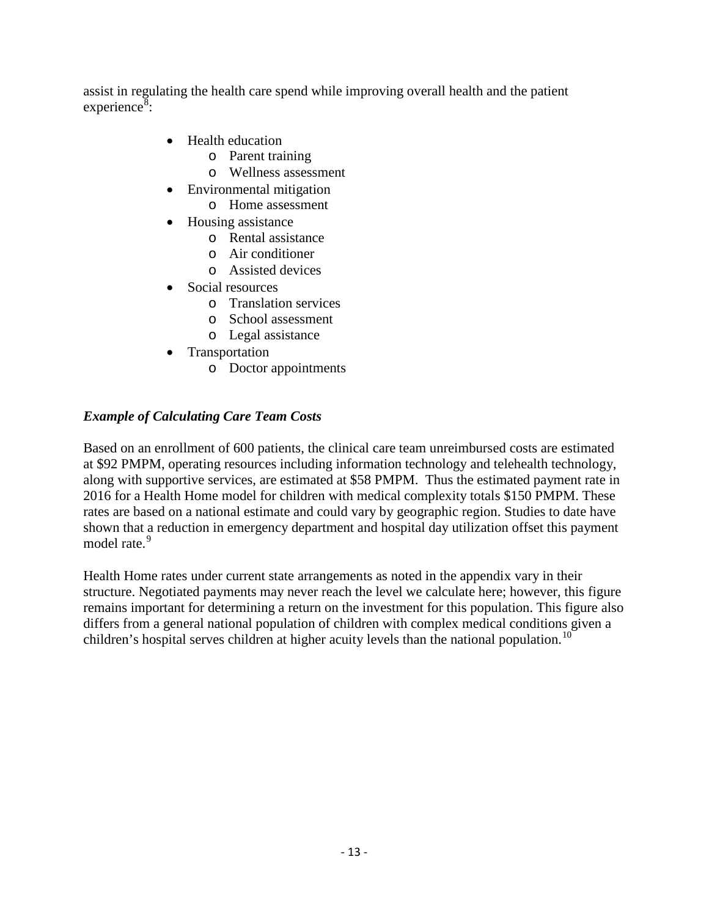assist in regulating the health care spend while improving overall health and the patient experience[8]:

- Health education
  - Parent training
  - Wellness assessment
- Environmental mitigation
  - Home assessment
- Housing assistance
  - Rental assistance
  - Air conditioner
  - Assisted devices
- Social resources
  - Translation services
  - School assessment
  - Legal assistance
- Transportation
  - Doctor appointments

***Example of Calculating Care Team Costs***

Based on an enrollment of 600 patients, the clinical care team unreimbursed costs are estimated at $92 PMPM, operating resources including information technology and telehealth technology, along with supportive services, are estimated at $58 PMPM. Thus the estimated payment rate in 2016 for a Health Home model for children with medical complexity totals $150 PMPM. These rates are based on a national estimate and could vary by geographic region. Studies to date have shown that a reduction in emergency department and hospital day utilization offset this payment model rate.[9]

Health Home rates under current state arrangements as noted in the appendix vary in their structure. Negotiated payments may never reach the level we calculate here; however, this figure remains important for determining a return on the investment for this population. This figure also differs from a general national population of children with complex medical conditions given a children's hospital serves children at higher acuity levels than the national population.[10]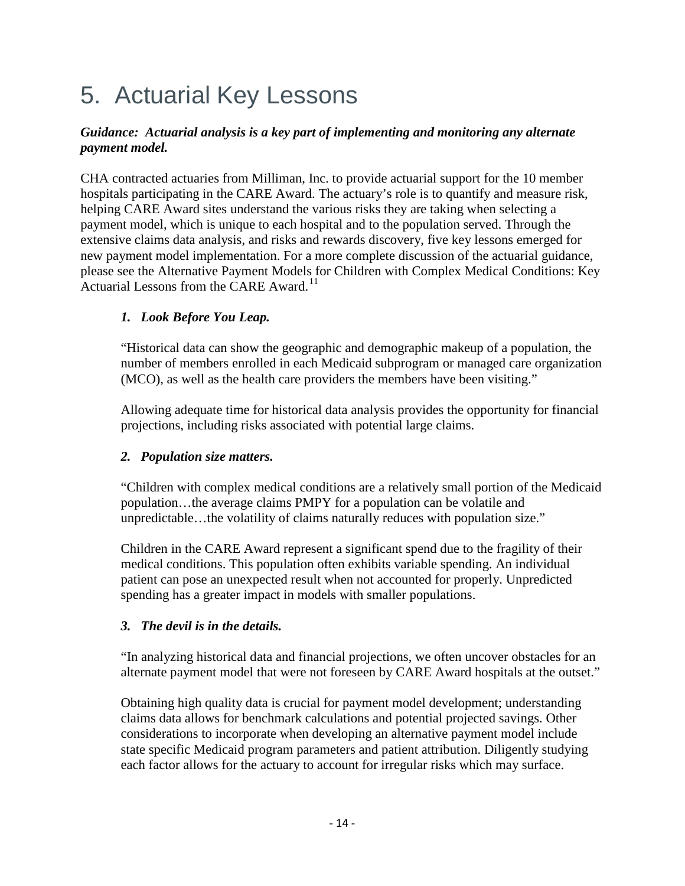# 5. Actuarial Key Lessons

***Guidance: Actuarial analysis is a key part of implementing and monitoring any alternate payment model.***

CHA contracted actuaries from Milliman, Inc. to provide actuarial support for the 10 member hospitals participating in the CARE Award. The actuary's role is to quantify and measure risk, helping CARE Award sites understand the various risks they are taking when selecting a payment model, which is unique to each hospital and to the population served. Through the extensive claims data analysis, and risks and rewards discovery, five key lessons emerged for new payment model implementation. For a more complete discussion of the actuarial guidance, please see the Alternative Payment Models for Children with Complex Medical Conditions: Key Actuarial Lessons from the CARE Award.[11]

1. ***Look Before You Leap.***

   "Historical data can show the geographic and demographic makeup of a population, the number of members enrolled in each Medicaid subprogram or managed care organization (MCO), as well as the health care providers the members have been visiting."

   Allowing adequate time for historical data analysis provides the opportunity for financial projections, including risks associated with potential large claims.

2. ***Population size matters.***

   "Children with complex medical conditions are a relatively small portion of the Medicaid population…the average claims PMPY for a population can be volatile and unpredictable…the volatility of claims naturally reduces with population size."

   Children in the CARE Award represent a significant spend due to the fragility of their medical conditions. This population often exhibits variable spending. An individual patient can pose an unexpected result when not accounted for properly. Unpredicted spending has a greater impact in models with smaller populations.

3. ***The devil is in the details.***

   "In analyzing historical data and financial projections, we often uncover obstacles for an alternate payment model that were not foreseen by CARE Award hospitals at the outset."

   Obtaining high quality data is crucial for payment model development; understanding claims data allows for benchmark calculations and potential projected savings. Other considerations to incorporate when developing an alternative payment model include state specific Medicaid program parameters and patient attribution. Diligently studying each factor allows for the actuary to account for irregular risks which may surface.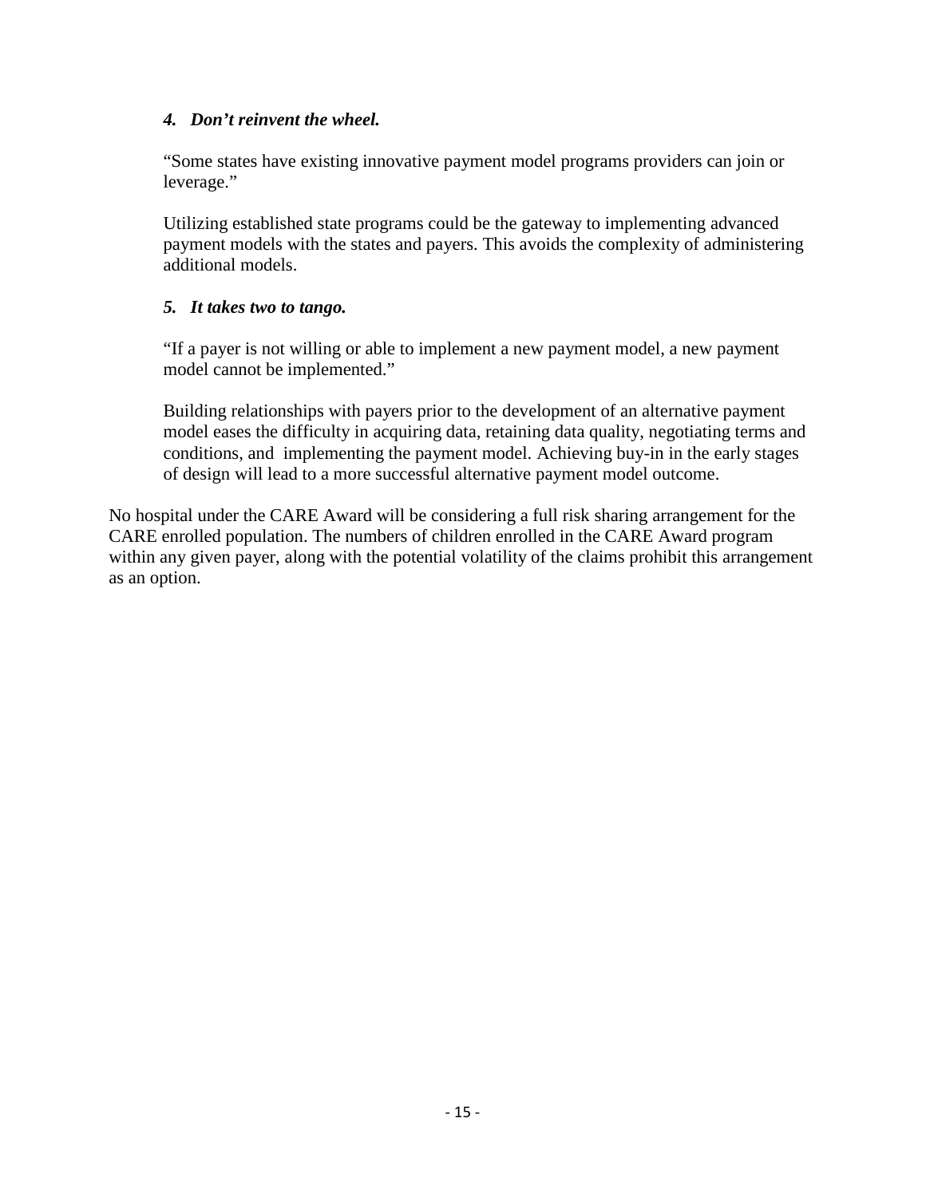*4. Don't reinvent the wheel.*

"Some states have existing innovative payment model programs providers can join or leverage."

Utilizing established state programs could be the gateway to implementing advanced payment models with the states and payers. This avoids the complexity of administering additional models.

*5. It takes two to tango.*

"If a payer is not willing or able to implement a new payment model, a new payment model cannot be implemented."

Building relationships with payers prior to the development of an alternative payment model eases the difficulty in acquiring data, retaining data quality, negotiating terms and conditions, and implementing the payment model. Achieving buy-in in the early stages of design will lead to a more successful alternative payment model outcome.

No hospital under the CARE Award will be considering a full risk sharing arrangement for the CARE enrolled population. The numbers of children enrolled in the CARE Award program within any given payer, along with the potential volatility of the claims prohibit this arrangement as an option.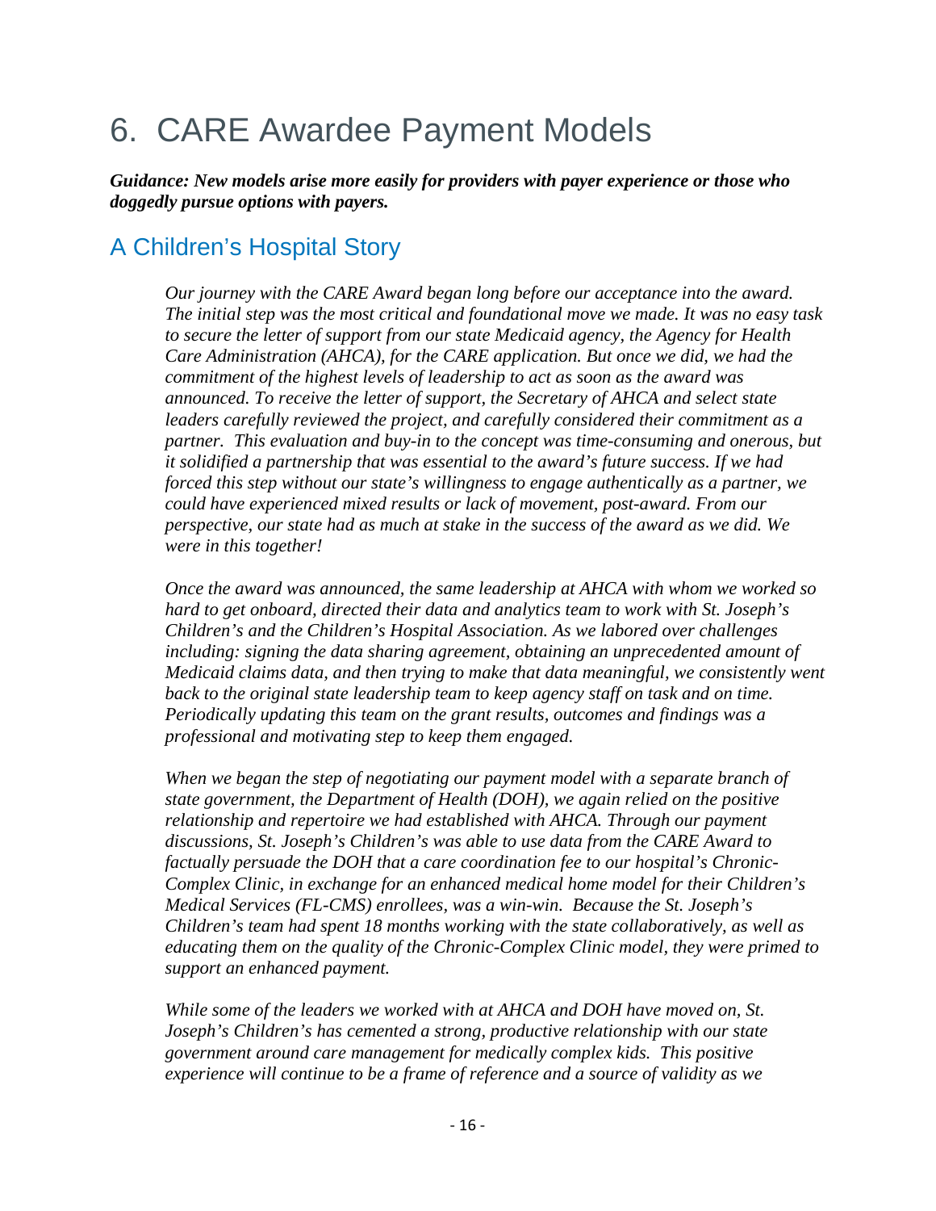# 6. CARE Awardee Payment Models

***Guidance: New models arise more easily for providers with payer experience or those who doggedly pursue options with payers.***

## A Children's Hospital Story

*Our journey with the CARE Award began long before our acceptance into the award. The initial step was the most critical and foundational move we made. It was no easy task to secure the letter of support from our state Medicaid agency, the Agency for Health Care Administration (AHCA), for the CARE application. But once we did, we had the commitment of the highest levels of leadership to act as soon as the award was announced. To receive the letter of support, the Secretary of AHCA and select state leaders carefully reviewed the project, and carefully considered their commitment as a partner. This evaluation and buy-in to the concept was time-consuming and onerous, but it solidified a partnership that was essential to the award's future success. If we had forced this step without our state's willingness to engage authentically as a partner, we could have experienced mixed results or lack of movement, post-award. From our perspective, our state had as much at stake in the success of the award as we did. We were in this together!*

*Once the award was announced, the same leadership at AHCA with whom we worked so hard to get onboard, directed their data and analytics team to work with St. Joseph's Children's and the Children's Hospital Association. As we labored over challenges including: signing the data sharing agreement, obtaining an unprecedented amount of Medicaid claims data, and then trying to make that data meaningful, we consistently went back to the original state leadership team to keep agency staff on task and on time. Periodically updating this team on the grant results, outcomes and findings was a professional and motivating step to keep them engaged.*

*When we began the step of negotiating our payment model with a separate branch of state government, the Department of Health (DOH), we again relied on the positive relationship and repertoire we had established with AHCA. Through our payment discussions, St. Joseph's Children's was able to use data from the CARE Award to factually persuade the DOH that a care coordination fee to our hospital's Chronic-Complex Clinic, in exchange for an enhanced medical home model for their Children's Medical Services (FL-CMS) enrollees, was a win-win. Because the St. Joseph's Children's team had spent 18 months working with the state collaboratively, as well as educating them on the quality of the Chronic-Complex Clinic model, they were primed to support an enhanced payment.*

*While some of the leaders we worked with at AHCA and DOH have moved on, St. Joseph's Children's has cemented a strong, productive relationship with our state government around care management for medically complex kids. This positive experience will continue to be a frame of reference and a source of validity as we*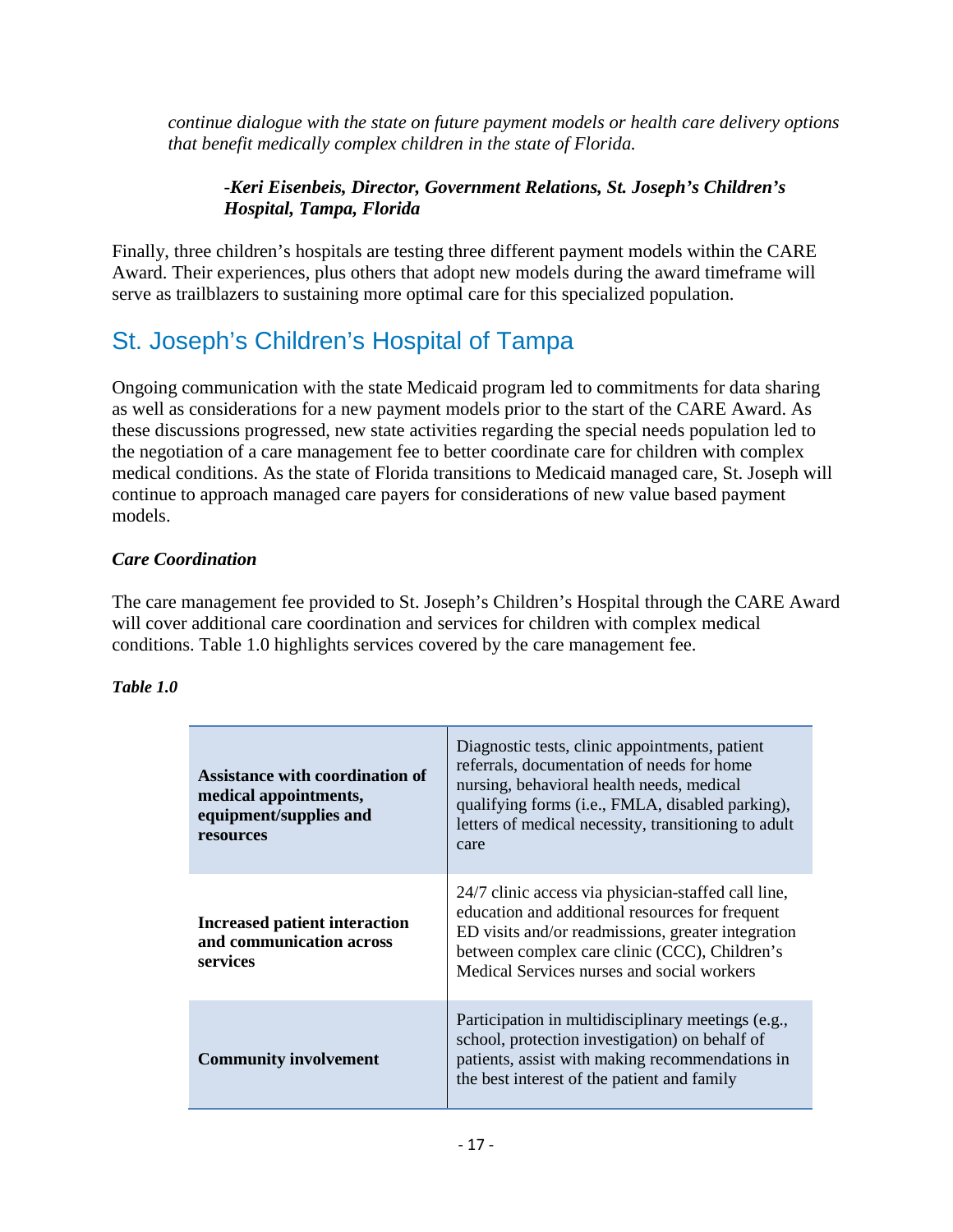*continue dialogue with the state on future payment models or health care delivery options that benefit medically complex children in the state of Florida.*

*-**Keri Eisenbeis, Director, Government Relations, St. Joseph's Children's Hospital, Tampa, Florida***

Finally, three children's hospitals are testing three different payment models within the CARE Award. Their experiences, plus others that adopt new models during the award timeframe will serve as trailblazers to sustaining more optimal care for this specialized population.

## St. Joseph's Children's Hospital of Tampa

Ongoing communication with the state Medicaid program led to commitments for data sharing as well as considerations for a new payment models prior to the start of the CARE Award. As these discussions progressed, new state activities regarding the special needs population led to the negotiation of a care management fee to better coordinate care for children with complex medical conditions. As the state of Florida transitions to Medicaid managed care, St. Joseph will continue to approach managed care payers for considerations of new value based payment models.

### *Care Coordination*

The care management fee provided to St. Joseph's Children's Hospital through the CARE Award will cover additional care coordination and services for children with complex medical conditions. Table 1.0 highlights services covered by the care management fee.

***Table 1.0***

| | |
|---|---|
| **Assistance with coordination of medical appointments, equipment/supplies and resources** | Diagnostic tests, clinic appointments, patient referrals, documentation of needs for home nursing, behavioral health needs, medical qualifying forms (i.e., FMLA, disabled parking), letters of medical necessity, transitioning to adult care |
| **Increased patient interaction and communication across services** | 24/7 clinic access via physician-staffed call line, education and additional resources for frequent ED visits and/or readmissions, greater integration between complex care clinic (CCC), Children's Medical Services nurses and social workers |
| **Community involvement** | Participation in multidisciplinary meetings (e.g., school, protection investigation) on behalf of patients, assist with making recommendations in the best interest of the patient and family |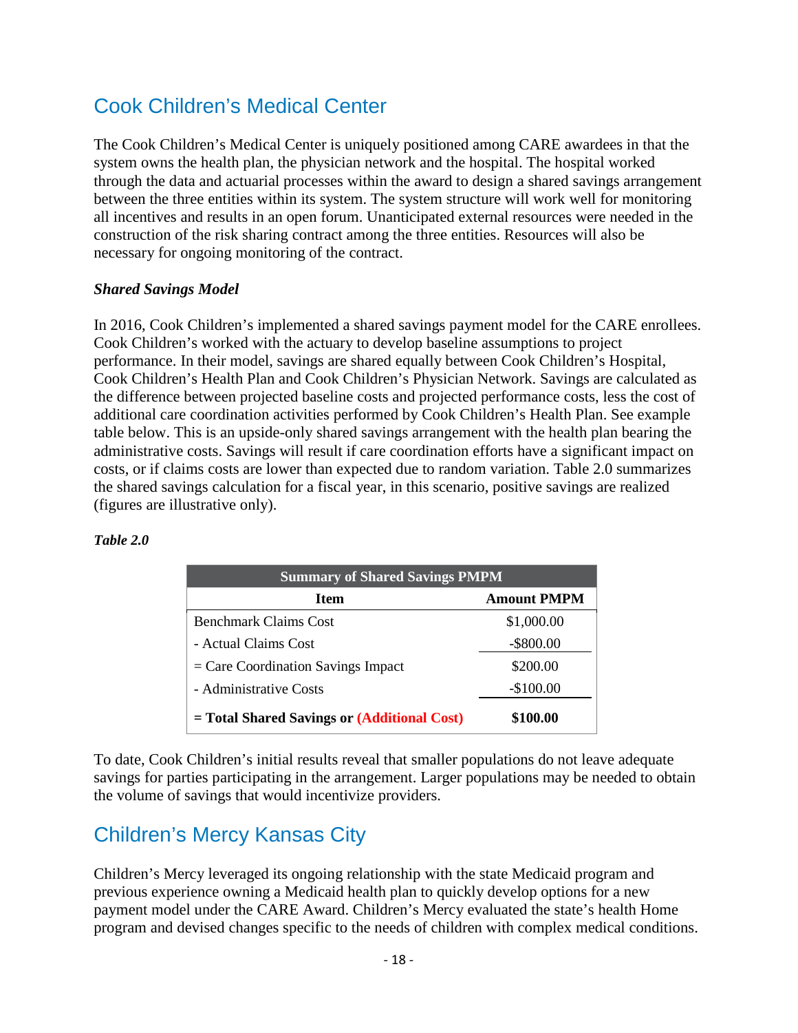## Cook Children's Medical Center

The Cook Children's Medical Center is uniquely positioned among CARE awardees in that the system owns the health plan, the physician network and the hospital. The hospital worked through the data and actuarial processes within the award to design a shared savings arrangement between the three entities within its system. The system structure will work well for monitoring all incentives and results in an open forum. Unanticipated external resources were needed in the construction of the risk sharing contract among the three entities. Resources will also be necessary for ongoing monitoring of the contract.

***Shared Savings Model***

In 2016, Cook Children's implemented a shared savings payment model for the CARE enrollees. Cook Children's worked with the actuary to develop baseline assumptions to project performance. In their model, savings are shared equally between Cook Children's Hospital, Cook Children's Health Plan and Cook Children's Physician Network. Savings are calculated as the difference between projected baseline costs and projected performance costs, less the cost of additional care coordination activities performed by Cook Children's Health Plan. See example table below. This is an upside-only shared savings arrangement with the health plan bearing the administrative costs. Savings will result if care coordination efforts have a significant impact on costs, or if claims costs are lower than expected due to random variation. Table 2.0 summarizes the shared savings calculation for a fiscal year, in this scenario, positive savings are realized (figures are illustrative only).

***Table 2.0***

| Summary of Shared Savings PMPM | |
|---|---|
| **Item** | **Amount PMPM** |
| Benchmark Claims Cost | $1,000.00 |
| - Actual Claims Cost | -$800.00 |
| = Care Coordination Savings Impact | $200.00 |
| - Administrative Costs | -$100.00 |
| **= Total Shared Savings or (Additional Cost)** | **$100.00** |

To date, Cook Children's initial results reveal that smaller populations do not leave adequate savings for parties participating in the arrangement. Larger populations may be needed to obtain the volume of savings that would incentivize providers.

## Children's Mercy Kansas City

Children's Mercy leveraged its ongoing relationship with the state Medicaid program and previous experience owning a Medicaid health plan to quickly develop options for a new payment model under the CARE Award. Children's Mercy evaluated the state's health Home program and devised changes specific to the needs of children with complex medical conditions.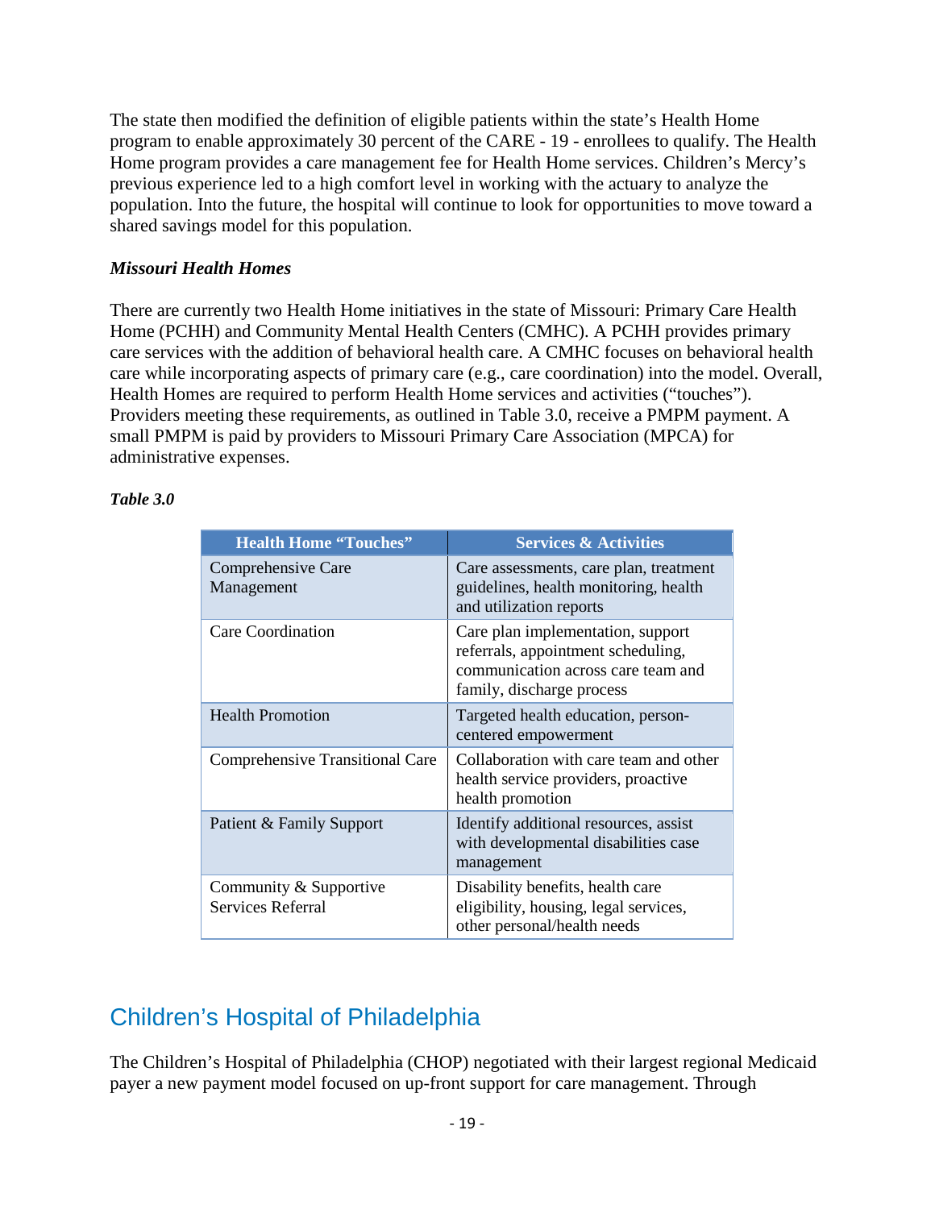The state then modified the definition of eligible patients within the state's Health Home program to enable approximately 30 percent of the CARE - 19 - enrollees to qualify. The Health Home program provides a care management fee for Health Home services. Children's Mercy's previous experience led to a high comfort level in working with the actuary to analyze the population. Into the future, the hospital will continue to look for opportunities to move toward a shared savings model for this population.

### *Missouri Health Homes*

There are currently two Health Home initiatives in the state of Missouri: Primary Care Health Home (PCHH) and Community Mental Health Centers (CMHC). A PCHH provides primary care services with the addition of behavioral health care. A CMHC focuses on behavioral health care while incorporating aspects of primary care (e.g., care coordination) into the model. Overall, Health Homes are required to perform Health Home services and activities ("touches"). Providers meeting these requirements, as outlined in Table 3.0, receive a PMPM payment. A small PMPM is paid by providers to Missouri Primary Care Association (MPCA) for administrative expenses.

***Table 3.0***

| Health Home "Touches" | Services & Activities |
|---|---|
| Comprehensive Care Management | Care assessments, care plan, treatment guidelines, health monitoring, health and utilization reports |
| Care Coordination | Care plan implementation, support referrals, appointment scheduling, communication across care team and family, discharge process |
| Health Promotion | Targeted health education, person-centered empowerment |
| Comprehensive Transitional Care | Collaboration with care team and other health service providers, proactive health promotion |
| Patient & Family Support | Identify additional resources, assist with developmental disabilities case management |
| Community & Supportive Services Referral | Disability benefits, health care eligibility, housing, legal services, other personal/health needs |

## Children's Hospital of Philadelphia

The Children's Hospital of Philadelphia (CHOP) negotiated with their largest regional Medicaid payer a new payment model focused on up-front support for care management. Through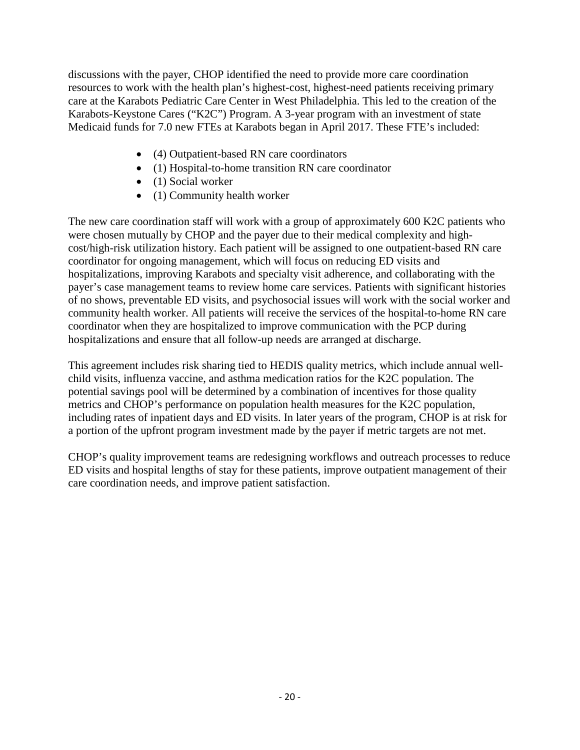discussions with the payer, CHOP identified the need to provide more care coordination resources to work with the health plan's highest-cost, highest-need patients receiving primary care at the Karabots Pediatric Care Center in West Philadelphia. This led to the creation of the Karabots-Keystone Cares ("K2C") Program. A 3-year program with an investment of state Medicaid funds for 7.0 new FTEs at Karabots began in April 2017. These FTE's included:

- (4) Outpatient-based RN care coordinators
- (1) Hospital-to-home transition RN care coordinator
- (1) Social worker
- (1) Community health worker

The new care coordination staff will work with a group of approximately 600 K2C patients who were chosen mutually by CHOP and the payer due to their medical complexity and high-cost/high-risk utilization history. Each patient will be assigned to one outpatient-based RN care coordinator for ongoing management, which will focus on reducing ED visits and hospitalizations, improving Karabots and specialty visit adherence, and collaborating with the payer's case management teams to review home care services. Patients with significant histories of no shows, preventable ED visits, and psychosocial issues will work with the social worker and community health worker. All patients will receive the services of the hospital-to-home RN care coordinator when they are hospitalized to improve communication with the PCP during hospitalizations and ensure that all follow-up needs are arranged at discharge.

This agreement includes risk sharing tied to HEDIS quality metrics, which include annual well-child visits, influenza vaccine, and asthma medication ratios for the K2C population. The potential savings pool will be determined by a combination of incentives for those quality metrics and CHOP's performance on population health measures for the K2C population, including rates of inpatient days and ED visits. In later years of the program, CHOP is at risk for a portion of the upfront program investment made by the payer if metric targets are not met.

CHOP's quality improvement teams are redesigning workflows and outreach processes to reduce ED visits and hospital lengths of stay for these patients, improve outpatient management of their care coordination needs, and improve patient satisfaction.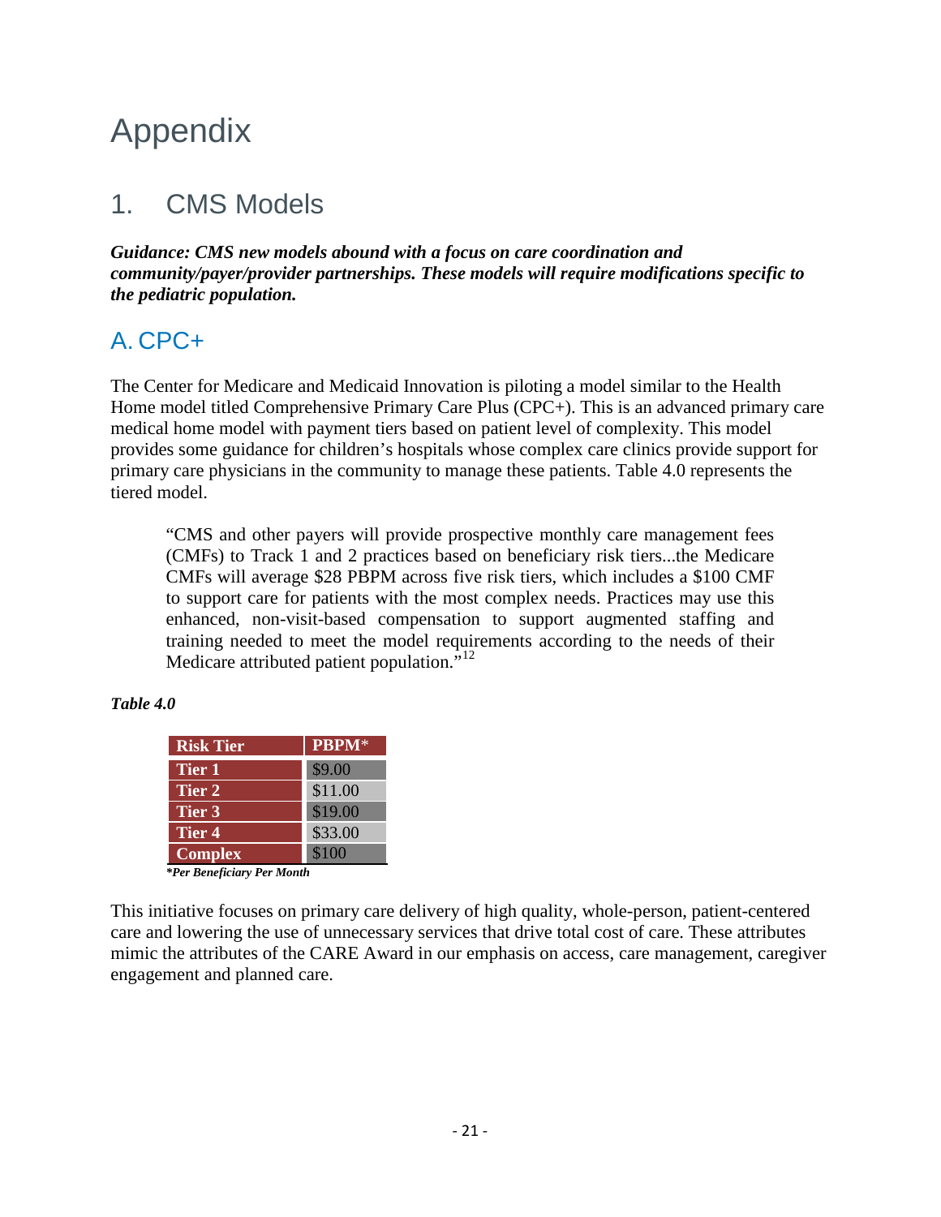# Appendix

## 1. CMS Models

***Guidance: CMS new models abound with a focus on care coordination and community/payer/provider partnerships. These models will require modifications specific to the pediatric population.***

### A. CPC+

The Center for Medicare and Medicaid Innovation is piloting a model similar to the Health Home model titled Comprehensive Primary Care Plus (CPC+). This is an advanced primary care medical home model with payment tiers based on patient level of complexity. This model provides some guidance for children's hospitals whose complex care clinics provide support for primary care physicians in the community to manage these patients. Table 4.0 represents the tiered model.

> "CMS and other payers will provide prospective monthly care management fees (CMFs) to Track 1 and 2 practices based on beneficiary risk tiers...the Medicare CMFs will average $28 PBPM across five risk tiers, which includes a $100 CMF to support care for patients with the most complex needs. Practices may use this enhanced, non-visit-based compensation to support augmented staffing and training needed to meet the model requirements according to the needs of their Medicare attributed patient population."[12]

***Table 4.0***

| Risk Tier | PBPM* |
|---|---|
| Tier 1 | $9.00 |
| Tier 2 | $11.00 |
| Tier 3 | $19.00 |
| Tier 4 | $33.00 |
| Complex | $100 |

****Per Beneficiary Per Month***

This initiative focuses on primary care delivery of high quality, whole-person, patient-centered care and lowering the use of unnecessary services that drive total cost of care. These attributes mimic the attributes of the CARE Award in our emphasis on access, care management, caregiver engagement and planned care.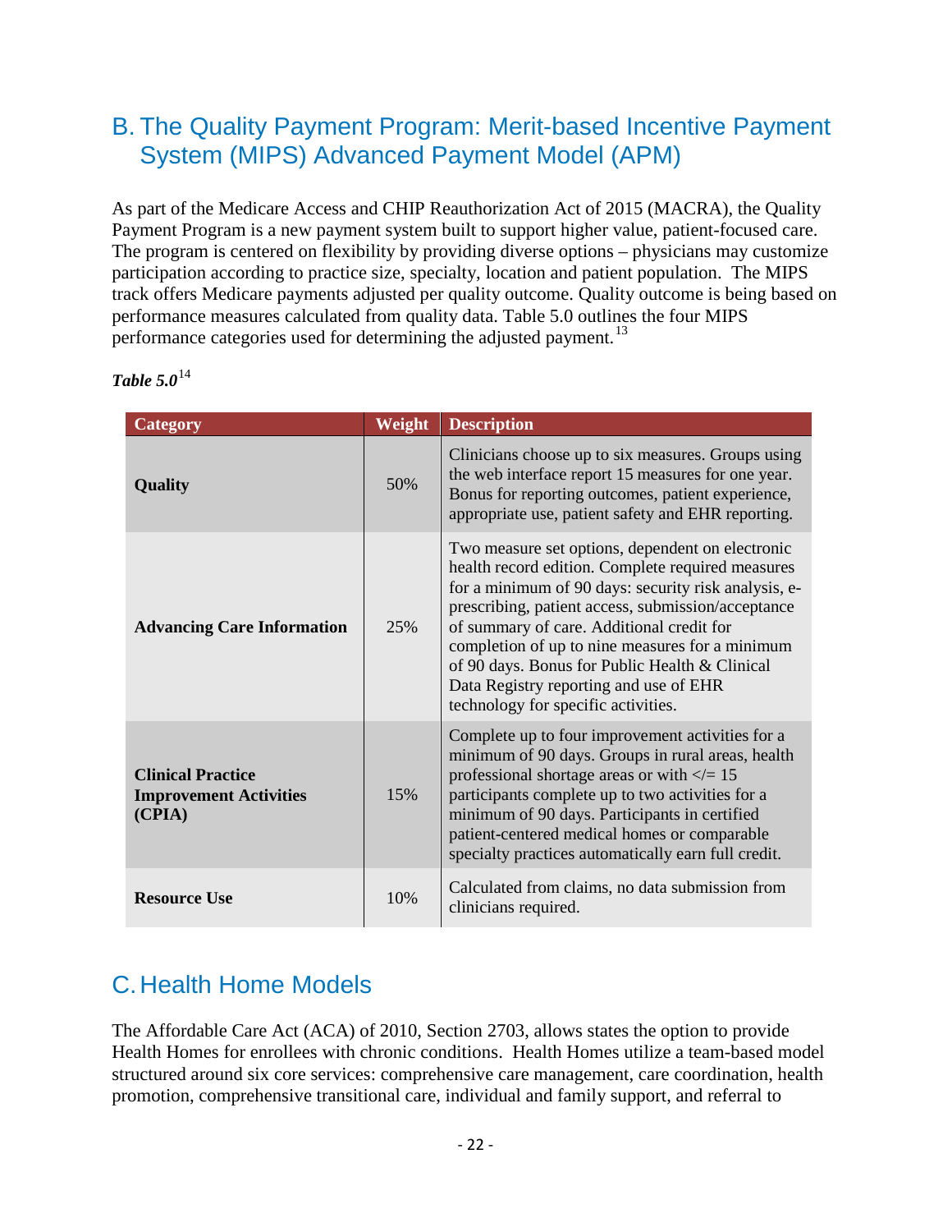## B. The Quality Payment Program: Merit-based Incentive Payment System (MIPS) Advanced Payment Model (APM)

As part of the Medicare Access and CHIP Reauthorization Act of 2015 (MACRA), the Quality Payment Program is a new payment system built to support higher value, patient-focused care. The program is centered on flexibility by providing diverse options – physicians may customize participation according to practice size, specialty, location and patient population. The MIPS track offers Medicare payments adjusted per quality outcome. Quality outcome is being based on performance measures calculated from quality data. Table 5.0 outlines the four MIPS performance categories used for determining the adjusted payment.[13]

***Table 5.0***[14]

| Category | Weight | Description |
|---|---|---|
| **Quality** | 50% | Clinicians choose up to six measures. Groups using the web interface report 15 measures for one year. Bonus for reporting outcomes, patient experience, appropriate use, patient safety and EHR reporting. |
| **Advancing Care Information** | 25% | Two measure set options, dependent on electronic health record edition. Complete required measures for a minimum of 90 days: security risk analysis, e-prescribing, patient access, submission/acceptance of summary of care. Additional credit for completion of up to nine measures for a minimum of 90 days. Bonus for Public Health & Clinical Data Registry reporting and use of EHR technology for specific activities. |
| **Clinical Practice Improvement Activities (CPIA)** | 15% | Complete up to four improvement activities for a minimum of 90 days. Groups in rural areas, health professional shortage areas or with </= 15 participants complete up to two activities for a minimum of 90 days. Participants in certified patient-centered medical homes or comparable specialty practices automatically earn full credit. |
| **Resource Use** | 10% | Calculated from claims, no data submission from clinicians required. |

## C. Health Home Models

The Affordable Care Act (ACA) of 2010, Section 2703, allows states the option to provide Health Homes for enrollees with chronic conditions. Health Homes utilize a team-based model structured around six core services: comprehensive care management, care coordination, health promotion, comprehensive transitional care, individual and family support, and referral to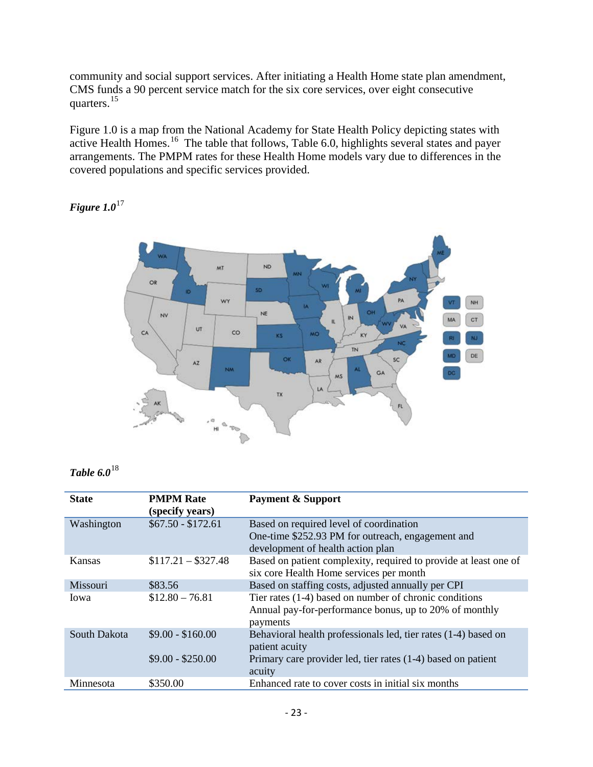community and social support services. After initiating a Health Home state plan amendment, CMS funds a 90 percent service match for the six core services, over eight consecutive quarters.[15]

Figure 1.0 is a map from the National Academy for State Health Policy depicting states with active Health Homes.[16] The table that follows, Table 6.0, highlights several states and payer arrangements. The PMPM rates for these Health Home models vary due to differences in the covered populations and specific services provided.

***Figure 1.0***[17]

***Table 6.0***[18]

| State | PMPM Rate (specify years) | Payment & Support |
|---|---|---|
| Washington | \$67.50 - \$172.61 | Based on required level of coordination<br>One-time \$252.93 PM for outreach, engagement and development of health action plan |
| Kansas | \$117.21 – \$327.48 | Based on patient complexity, required to provide at least one of six core Health Home services per month |
| Missouri | \$83.56 | Based on staffing costs, adjusted annually per CPI |
| Iowa | \$12.80 – 76.81 | Tier rates (1-4) based on number of chronic conditions<br>Annual pay-for-performance bonus, up to 20% of monthly payments |
| South Dakota | \$9.00 - \$160.00<br><br>\$9.00 - \$250.00 | Behavioral health professionals led, tier rates (1-4) based on patient acuity<br>Primary care provider led, tier rates (1-4) based on patient acuity |
| Minnesota | \$350.00 | Enhanced rate to cover costs in initial six months |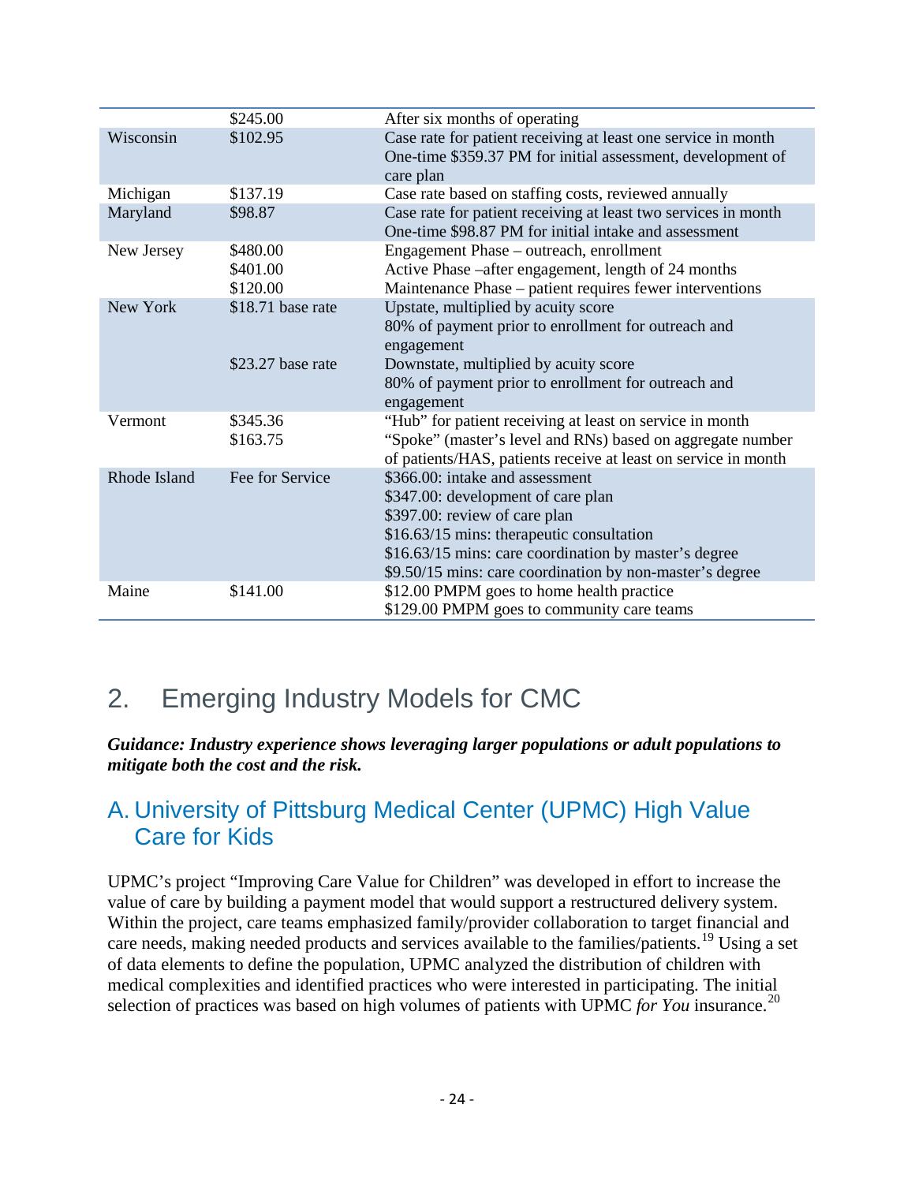| | | |
|---|---|---|
| | $245.00 | After six months of operating |
| Wisconsin | $102.95 | Case rate for patient receiving at least one service in month<br>One-time $359.37 PM for initial assessment, development of care plan |
| Michigan | $137.19 | Case rate based on staffing costs, reviewed annually |
| Maryland | $98.87 | Case rate for patient receiving at least two services in month<br>One-time $98.87 PM for initial intake and assessment |
| New Jersey | $480.00<br>$401.00<br>$120.00 | Engagement Phase – outreach, enrollment<br>Active Phase –after engagement, length of 24 months<br>Maintenance Phase – patient requires fewer interventions |
| New York | $18.71 base rate<br><br><br>$23.27 base rate | Upstate, multiplied by acuity score<br>80% of payment prior to enrollment for outreach and engagement<br>Downstate, multiplied by acuity score<br>80% of payment prior to enrollment for outreach and engagement |
| Vermont | $345.36<br>$163.75 | "Hub" for patient receiving at least on service in month<br>"Spoke" (master's level and RNs) based on aggregate number of patients/HAS, patients receive at least on service in month |
| Rhode Island | Fee for Service | $366.00: intake and assessment<br>$347.00: development of care plan<br>$397.00: review of care plan<br>$16.63/15 mins: therapeutic consultation<br>$16.63/15 mins: care coordination by master's degree<br>$9.50/15 mins: care coordination by non-master's degree |
| Maine | $141.00 | $12.00 PMPM goes to home health practice<br>$129.00 PMPM goes to community care teams |

## 2. Emerging Industry Models for CMC

***Guidance: Industry experience shows leveraging larger populations or adult populations to mitigate both the cost and the risk.***

### A. University of Pittsburg Medical Center (UPMC) High Value Care for Kids

UPMC's project "Improving Care Value for Children" was developed in effort to increase the value of care by building a payment model that would support a restructured delivery system. Within the project, care teams emphasized family/provider collaboration to target financial and care needs, making needed products and services available to the families/patients.[19] Using a set of data elements to define the population, UPMC analyzed the distribution of children with medical complexities and identified practices who were interested in participating. The initial selection of practices was based on high volumes of patients with UPMC *for You* insurance.[20]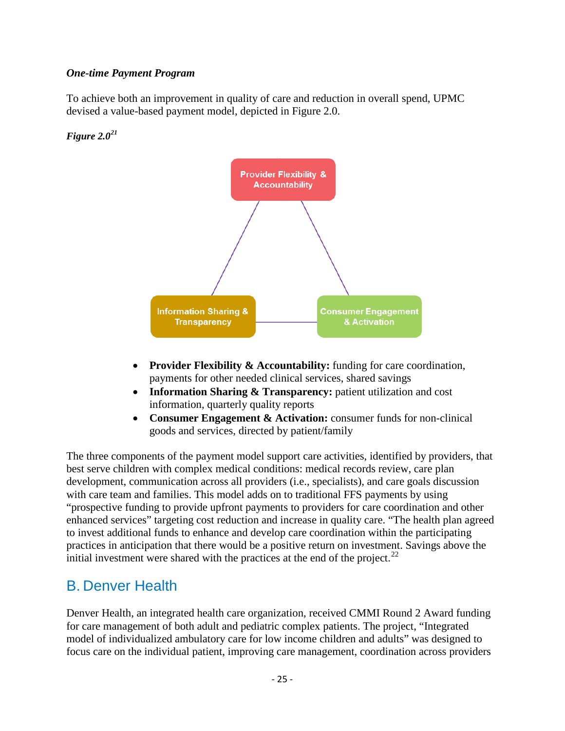***One-time Payment Program***

To achieve both an improvement in quality of care and reduction in overall spend, UPMC devised a value-based payment model, depicted in Figure 2.0.

***Figure 2.0***[21]

- **Provider Flexibility & Accountability:** funding for care coordination, payments for other needed clinical services, shared savings
- **Information Sharing & Transparency:** patient utilization and cost information, quarterly quality reports
- **Consumer Engagement & Activation:** consumer funds for non-clinical goods and services, directed by patient/family

The three components of the payment model support care activities, identified by providers, that best serve children with complex medical conditions: medical records review, care plan development, communication across all providers (i.e., specialists), and care goals discussion with care team and families. This model adds on to traditional FFS payments by using "prospective funding to provide upfront payments to providers for care coordination and other enhanced services" targeting cost reduction and increase in quality care. "The health plan agreed to invest additional funds to enhance and develop care coordination within the participating practices in anticipation that there would be a positive return on investment. Savings above the initial investment were shared with the practices at the end of the project.[22]

## B. Denver Health

Denver Health, an integrated health care organization, received CMMI Round 2 Award funding for care management of both adult and pediatric complex patients. The project, "Integrated model of individualized ambulatory care for low income children and adults" was designed to focus care on the individual patient, improving care management, coordination across providers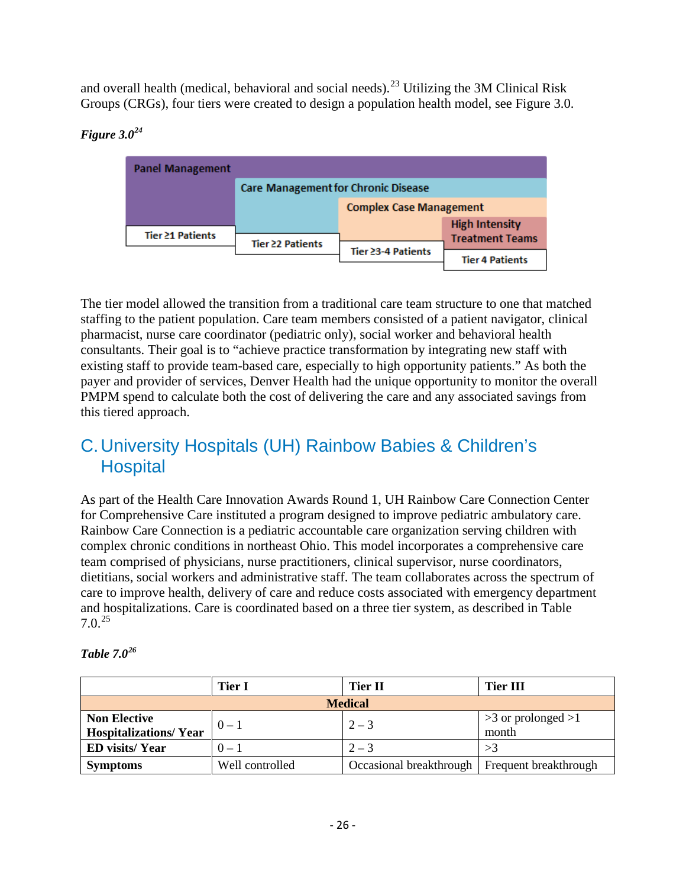and overall health (medical, behavioral and social needs).[23] Utilizing the 3M Clinical Risk Groups (CRGs), four tiers were created to design a population health model, see Figure 3.0.

***Figure 3.0***[24]

Panel Management

Care Management for Chronic Disease

Complex Case Management

High Intensity Treatment Teams

Tier ≥1 Patients

Tier ≥2 Patients

Tier ≥3-4 Patients

Tier 4 Patients

The tier model allowed the transition from a traditional care team structure to one that matched staffing to the patient population. Care team members consisted of a patient navigator, clinical pharmacist, nurse care coordinator (pediatric only), social worker and behavioral health consultants. Their goal is to "achieve practice transformation by integrating new staff with existing staff to provide team-based care, especially to high opportunity patients." As both the payer and provider of services, Denver Health had the unique opportunity to monitor the overall PMPM spend to calculate both the cost of delivering the care and any associated savings from this tiered approach.

## C. University Hospitals (UH) Rainbow Babies & Children's Hospital

As part of the Health Care Innovation Awards Round 1, UH Rainbow Care Connection Center for Comprehensive Care instituted a program designed to improve pediatric ambulatory care. Rainbow Care Connection is a pediatric accountable care organization serving children with complex chronic conditions in northeast Ohio. This model incorporates a comprehensive care team comprised of physicians, nurse practitioners, clinical supervisor, nurse coordinators, dietitians, social workers and administrative staff. The team collaborates across the spectrum of care to improve health, delivery of care and reduce costs associated with emergency department and hospitalizations. Care is coordinated based on a three tier system, as described in Table 7.0.[25]

***Table 7.0***[26]

| | Tier I | Tier II | Tier III |
|---|---|---|---|
| | | **Medical** | |
| **Non Elective Hospitalizations/ Year** | 0 – 1 | 2 – 3 | >3 or prolonged >1 month |
| **ED visits/ Year** | 0 – 1 | 2 – 3 | >3 |
| **Symptoms** | Well controlled | Occasional breakthrough | Frequent breakthrough |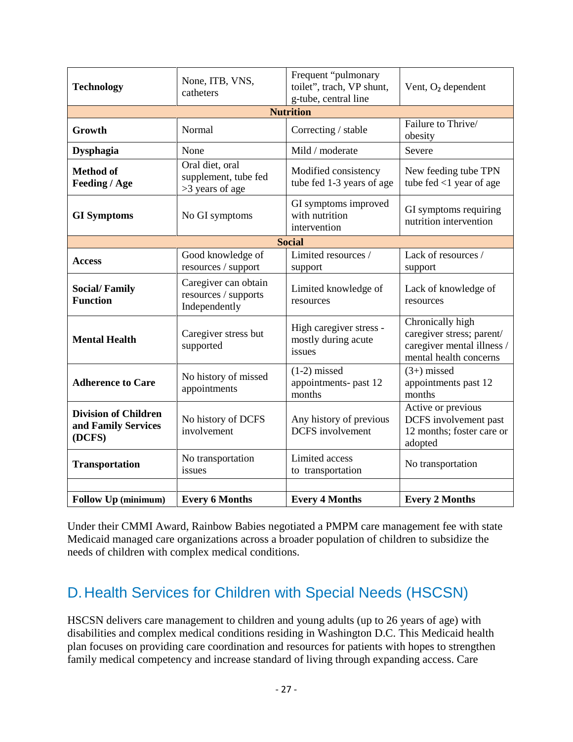| **Technology** | None, ITB, VNS, catheters | Frequent "pulmonary toilet", trach, VP shunt, g-tube, central line | Vent, $O_2$ dependent |
|---|---|---|---|
| | | **Nutrition** | |
| **Growth** | Normal | Correcting / stable | Failure to Thrive/ obesity |
| **Dysphagia** | None | Mild / moderate | Severe |
| **Method of Feeding / Age** | Oral diet, oral supplement, tube fed >3 years of age | Modified consistency tube fed 1-3 years of age | New feeding tube TPN tube fed <1 year of age |
| **GI Symptoms** | No GI symptoms | GI symptoms improved with nutrition intervention | GI symptoms requiring nutrition intervention |
| | | **Social** | |
| **Access** | Good knowledge of resources / support | Limited resources / support | Lack of resources / support |
| **Social/ Family Function** | Caregiver can obtain resources / supports Independently | Limited knowledge of resources | Lack of knowledge of resources |
| **Mental Health** | Caregiver stress but supported | High caregiver stress - mostly during acute issues | Chronically high caregiver stress; parent/ caregiver mental illness / mental health concerns |
| **Adherence to Care** | No history of missed appointments | (1-2) missed appointments- past 12 months | (3+) missed appointments past 12 months |
| **Division of Children and Family Services (DCFS)** | No history of DCFS involvement | Any history of previous DCFS involvement | Active or previous DCFS involvement past 12 months; foster care or adopted |
| **Transportation** | No transportation issues | Limited access to transportation | No transportation |
| | | | |
| **Follow Up (minimum)** | **Every 6 Months** | **Every 4 Months** | **Every 2 Months** |

Under their CMMI Award, Rainbow Babies negotiated a PMPM care management fee with state Medicaid managed care organizations across a broader population of children to subsidize the needs of children with complex medical conditions.

## D. Health Services for Children with Special Needs (HSCSN)

HSCSN delivers care management to children and young adults (up to 26 years of age) with disabilities and complex medical conditions residing in Washington D.C. This Medicaid health plan focuses on providing care coordination and resources for patients with hopes to strengthen family medical competency and increase standard of living through expanding access. Care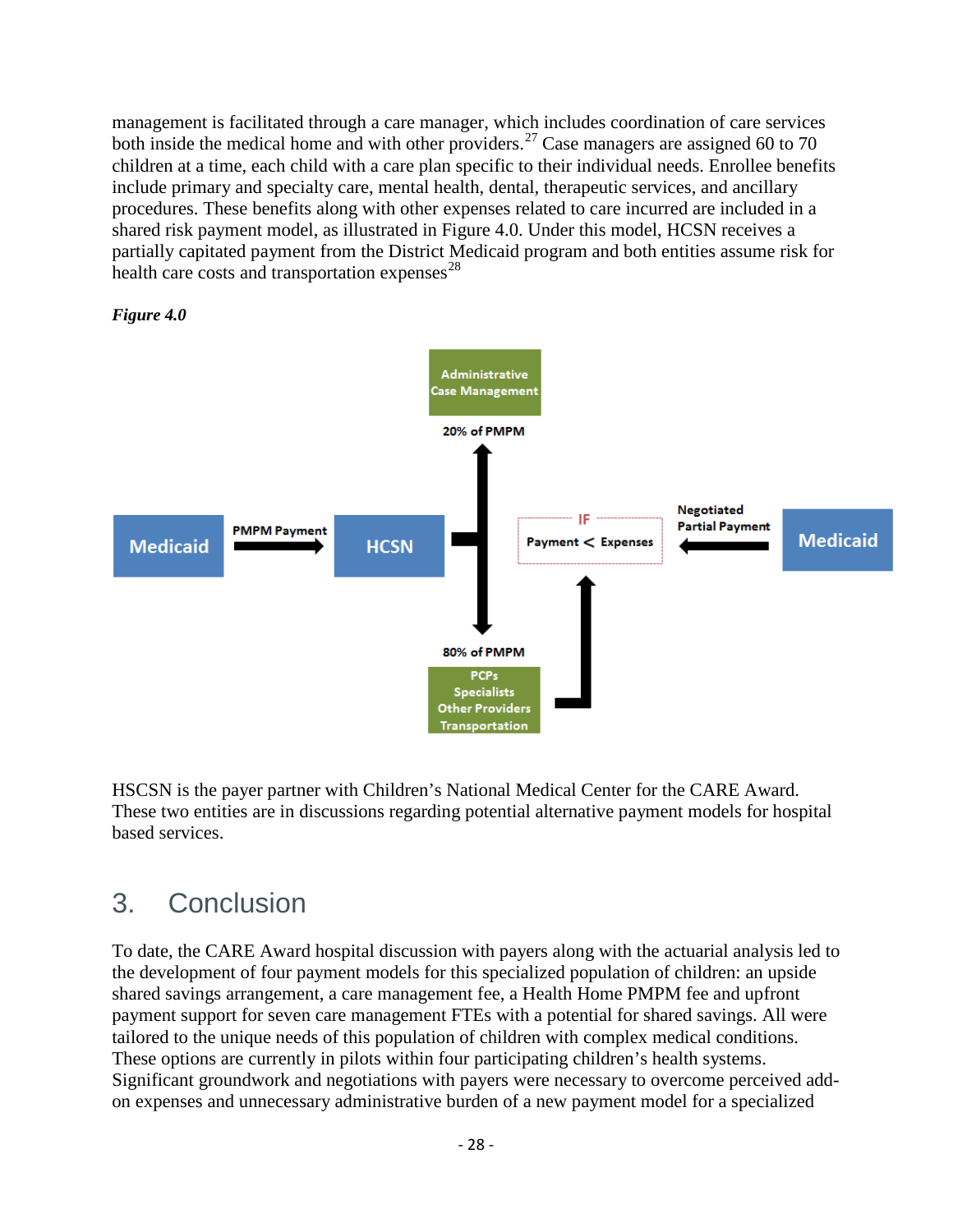management is facilitated through a care manager, which includes coordination of care services both inside the medical home and with other providers.[27] Case managers are assigned 60 to 70 children at a time, each child with a care plan specific to their individual needs. Enrollee benefits include primary and specialty care, mental health, dental, therapeutic services, and ancillary procedures. These benefits along with other expenses related to care incurred are included in a shared risk payment model, as illustrated in Figure 4.0. Under this model, HCSN receives a partially capitated payment from the District Medicaid program and both entities assume risk for health care costs and transportation expenses[28]

***Figure 4.0***

Administrative Case Management

20% of PMPM

Medicaid → PMPM Payment → HCSN

IF Payment < Expenses

Negotiated Partial Payment ← Medicaid

80% of PMPM

PCPs
Specialists
Other Providers
Transportation

HSCSN is the payer partner with Children's National Medical Center for the CARE Award. These two entities are in discussions regarding potential alternative payment models for hospital based services.

## 3. Conclusion

To date, the CARE Award hospital discussion with payers along with the actuarial analysis led to the development of four payment models for this specialized population of children: an upside shared savings arrangement, a care management fee, a Health Home PMPM fee and upfront payment support for seven care management FTEs with a potential for shared savings. All were tailored to the unique needs of this population of children with complex medical conditions. These options are currently in pilots within four participating children's health systems. Significant groundwork and negotiations with payers were necessary to overcome perceived add-on expenses and unnecessary administrative burden of a new payment model for a specialized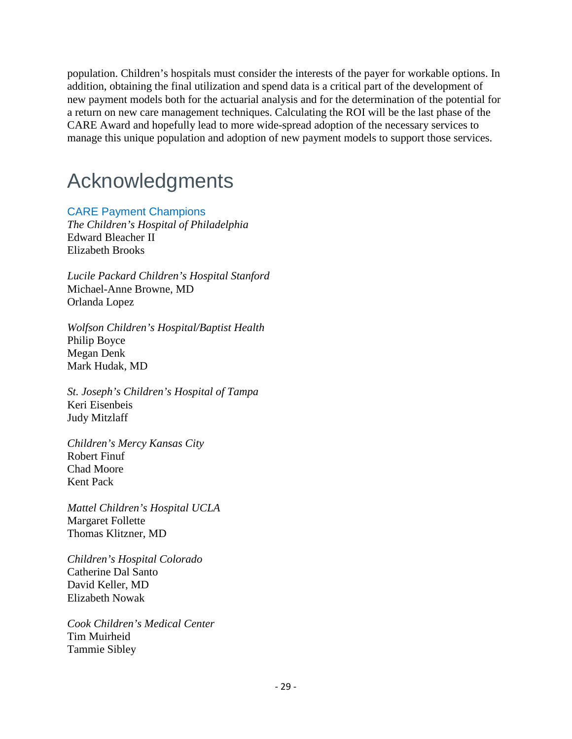population. Children's hospitals must consider the interests of the payer for workable options. In addition, obtaining the final utilization and spend data is a critical part of the development of new payment models both for the actuarial analysis and for the determination of the potential for a return on new care management techniques. Calculating the ROI will be the last phase of the CARE Award and hopefully lead to more wide-spread adoption of the necessary services to manage this unique population and adoption of new payment models to support those services.

# Acknowledgments

### CARE Payment Champions

*The Children's Hospital of Philadelphia*
Edward Bleacher II
Elizabeth Brooks

*Lucile Packard Children's Hospital Stanford*
Michael-Anne Browne, MD
Orlanda Lopez

*Wolfson Children's Hospital/Baptist Health*
Philip Boyce
Megan Denk
Mark Hudak, MD

*St. Joseph's Children's Hospital of Tampa*
Keri Eisenbeis
Judy Mitzlaff

*Children's Mercy Kansas City*
Robert Finuf
Chad Moore
Kent Pack

*Mattel Children's Hospital UCLA*
Margaret Follette
Thomas Klitzner, MD

*Children's Hospital Colorado*
Catherine Dal Santo
David Keller, MD
Elizabeth Nowak

*Cook Children's Medical Center*
Tim Muirheid
Tammie Sibley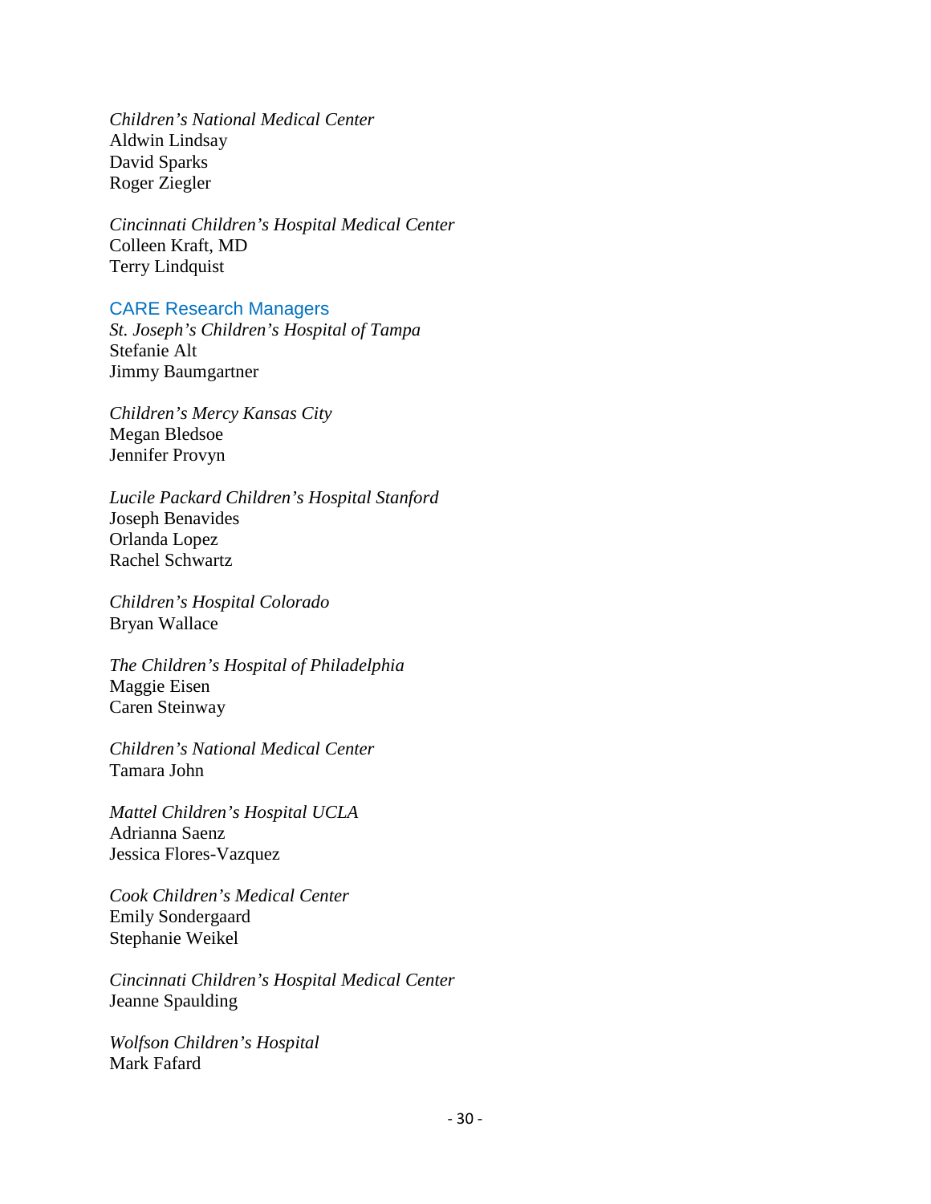*Children's National Medical Center*
Aldwin Lindsay
David Sparks
Roger Ziegler

*Cincinnati Children's Hospital Medical Center*
Colleen Kraft, MD
Terry Lindquist

### CARE Research Managers

*St. Joseph's Children's Hospital of Tampa*
Stefanie Alt
Jimmy Baumgartner

*Children's Mercy Kansas City*
Megan Bledsoe
Jennifer Provyn

*Lucile Packard Children's Hospital Stanford*
Joseph Benavides
Orlanda Lopez
Rachel Schwartz

*Children's Hospital Colorado*
Bryan Wallace

*The Children's Hospital of Philadelphia*
Maggie Eisen
Caren Steinway

*Children's National Medical Center*
Tamara John

*Mattel Children's Hospital UCLA*
Adrianna Saenz
Jessica Flores-Vazquez

*Cook Children's Medical Center*
Emily Sondergaard
Stephanie Weikel

*Cincinnati Children's Hospital Medical Center*
Jeanne Spaulding

*Wolfson Children's Hospital*
Mark Fafard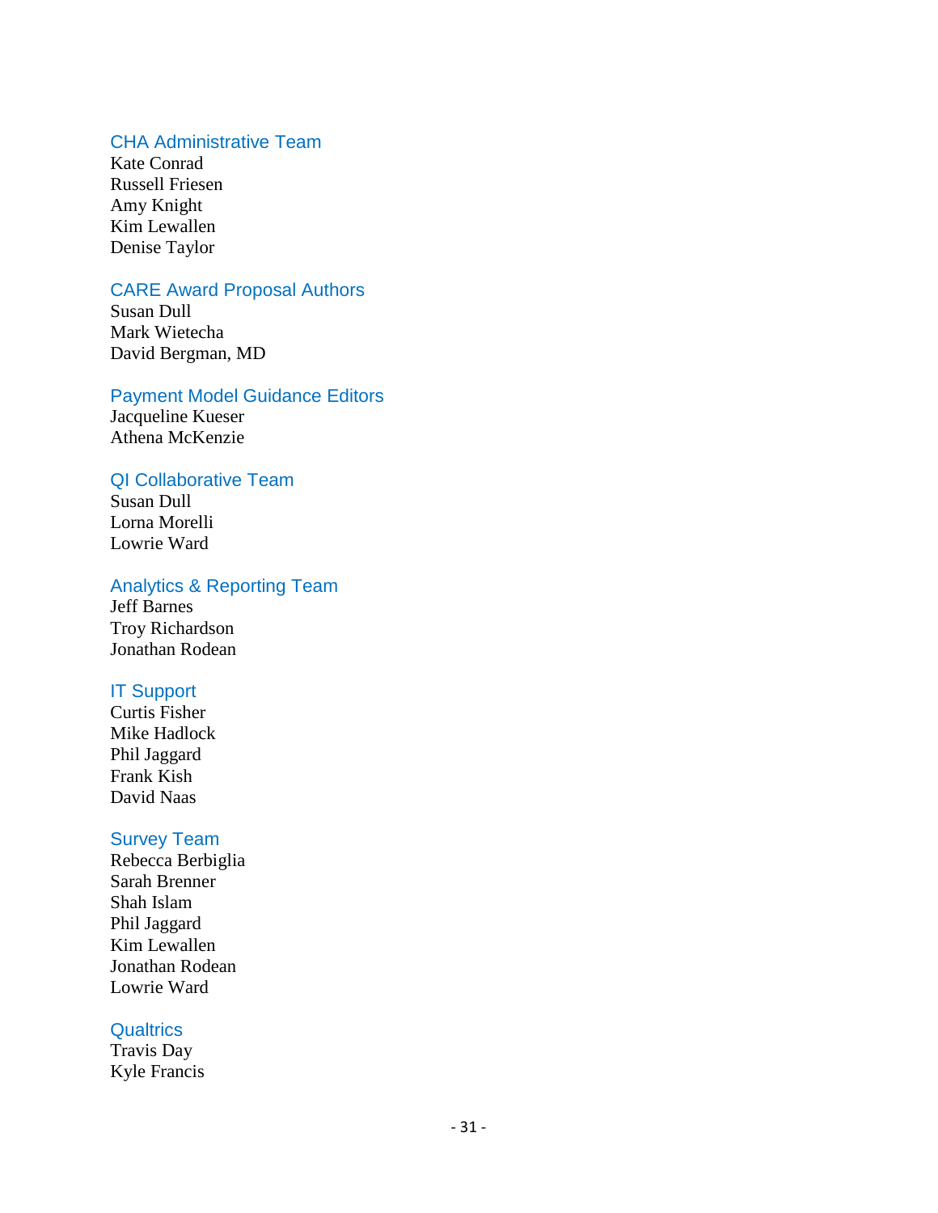### CHA Administrative Team

Kate Conrad
Russell Friesen
Amy Knight
Kim Lewallen
Denise Taylor

### CARE Award Proposal Authors

Susan Dull
Mark Wietecha
David Bergman, MD

### Payment Model Guidance Editors

Jacqueline Kueser
Athena McKenzie

### QI Collaborative Team

Susan Dull
Lorna Morelli
Lowrie Ward

### Analytics & Reporting Team

Jeff Barnes
Troy Richardson
Jonathan Rodean

### IT Support

Curtis Fisher
Mike Hadlock
Phil Jaggard
Frank Kish
David Naas

### Survey Team

Rebecca Berbiglia
Sarah Brenner
Shah Islam
Phil Jaggard
Kim Lewallen
Jonathan Rodean
Lowrie Ward

### Qualtrics

Travis Day
Kyle Francis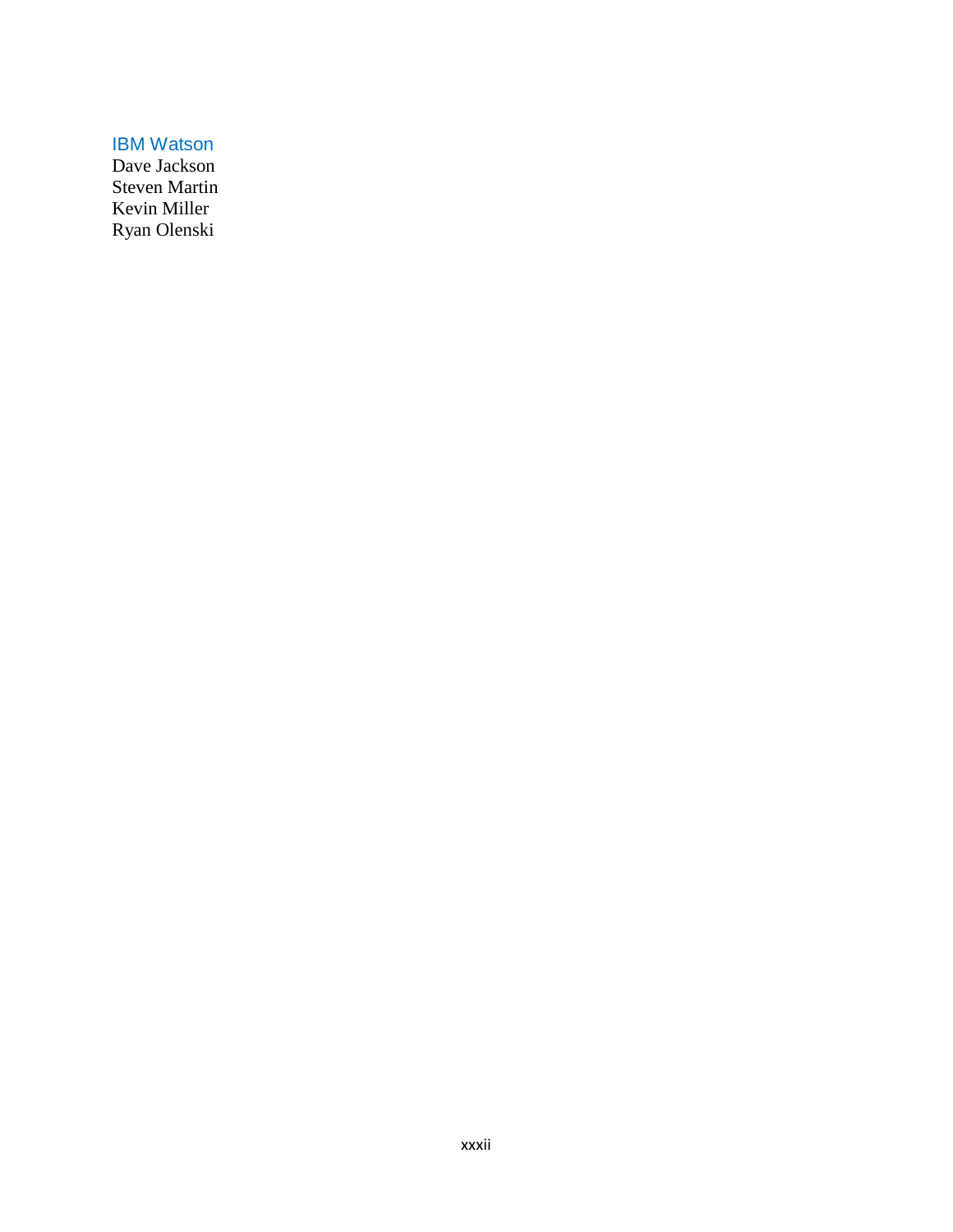### IBM Watson

Dave Jackson  
Steven Martin  
Kevin Miller  
Ryan Olenski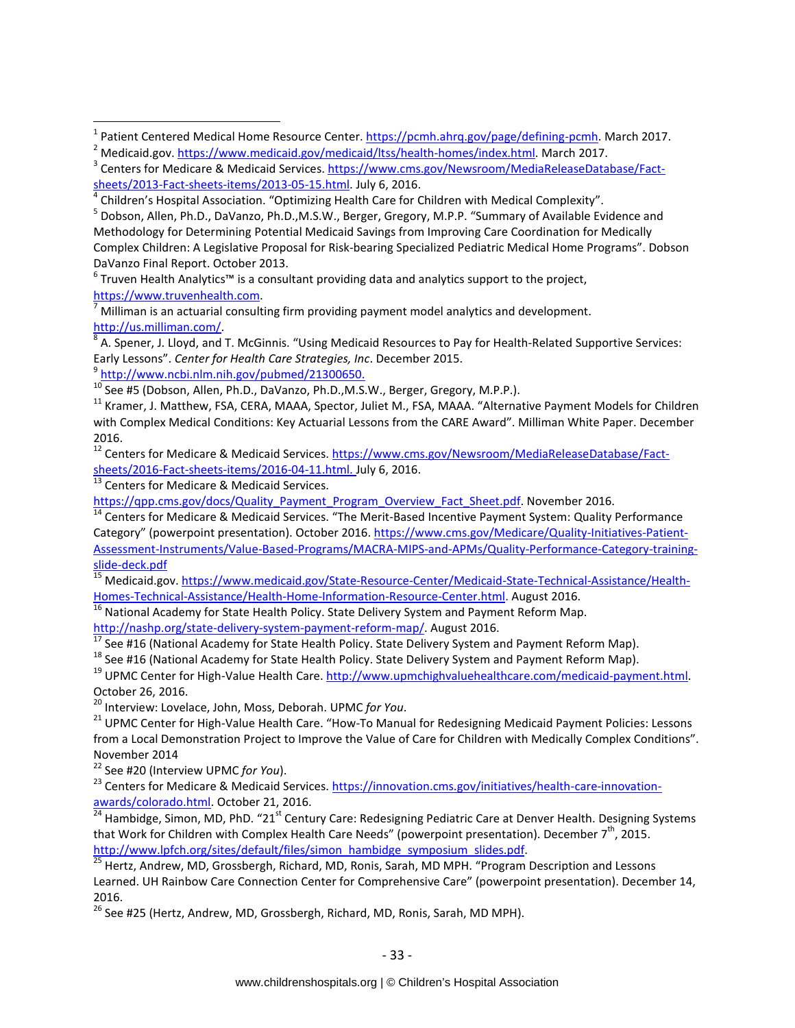[1] Patient Centered Medical Home Resource Center. https://pcmh.ahrq.gov/page/defining-pcmh. March 2017.

[2] Medicaid.gov. https://www.medicaid.gov/medicaid/ltss/health-homes/index.html. March 2017.

[3] Centers for Medicare & Medicaid Services. https://www.cms.gov/Newsroom/MediaReleaseDatabase/Fact-sheets/2013-Fact-sheets-items/2013-05-15.html. July 6, 2016.

[4] Children's Hospital Association. "Optimizing Health Care for Children with Medical Complexity".

[5] Dobson, Allen, Ph.D., DaVanzo, Ph.D.,M.S.W., Berger, Gregory, M.P.P. "Summary of Available Evidence and Methodology for Determining Potential Medicaid Savings from Improving Care Coordination for Medically Complex Children: A Legislative Proposal for Risk-bearing Specialized Pediatric Medical Home Programs". Dobson DaVanzo Final Report. October 2013.

[6] Truven Health Analytics™ is a consultant providing data and analytics support to the project, https://www.truvenhealth.com.

[7] Milliman is an actuarial consulting firm providing payment model analytics and development. http://us.milliman.com/.

[8] A. Spener, J. Lloyd, and T. McGinnis. "Using Medicaid Resources to Pay for Health-Related Supportive Services: Early Lessons". *Center for Health Care Strategies, Inc*. December 2015.

[9] http://www.ncbi.nlm.nih.gov/pubmed/21300650.

[10] See #5 (Dobson, Allen, Ph.D., DaVanzo, Ph.D.,M.S.W., Berger, Gregory, M.P.P.).

[11] Kramer, J. Matthew, FSA, CERA, MAAA, Spector, Juliet M., FSA, MAAA. "Alternative Payment Models for Children with Complex Medical Conditions: Key Actuarial Lessons from the CARE Award". Milliman White Paper. December 2016.

[12] Centers for Medicare & Medicaid Services. https://www.cms.gov/Newsroom/MediaReleaseDatabase/Fact-sheets/2016-Fact-sheets-items/2016-04-11.html. July 6, 2016.

[13] Centers for Medicare & Medicaid Services. https://qpp.cms.gov/docs/Quality_Payment_Program_Overview_Fact_Sheet.pdf. November 2016.

[14] Centers for Medicare & Medicaid Services. "The Merit-Based Incentive Payment System: Quality Performance Category" (powerpoint presentation). October 2016. https://www.cms.gov/Medicare/Quality-Initiatives-Patient-Assessment-Instruments/Value-Based-Programs/MACRA-MIPS-and-APMs/Quality-Performance-Category-training-slide-deck.pdf

[15] Medicaid.gov. https://www.medicaid.gov/State-Resource-Center/Medicaid-State-Technical-Assistance/Health-Homes-Technical-Assistance/Health-Home-Information-Resource-Center.html. August 2016.

[16] National Academy for State Health Policy. State Delivery System and Payment Reform Map. http://nashp.org/state-delivery-system-payment-reform-map/. August 2016.

[17] See #16 (National Academy for State Health Policy. State Delivery System and Payment Reform Map).

[18] See #16 (National Academy for State Health Policy. State Delivery System and Payment Reform Map).

[19] UPMC Center for High-Value Health Care. http://www.upmchighvaluehealthcare.com/medicaid-payment.html. October 26, 2016.

[20] Interview: Lovelace, John, Moss, Deborah. UPMC *for You*.

[21] UPMC Center for High-Value Health Care. "How-To Manual for Redesigning Medicaid Payment Policies: Lessons from a Local Demonstration Project to Improve the Value of Care for Children with Medically Complex Conditions". November 2014

[22] See #20 (Interview UPMC *for You*).

[23] Centers for Medicare & Medicaid Services. https://innovation.cms.gov/initiatives/health-care-innovation-awards/colorado.html. October 21, 2016.

[24] Hambidge, Simon, MD, PhD. "21st Century Care: Redesigning Pediatric Care at Denver Health. Designing Systems that Work for Children with Complex Health Care Needs" (powerpoint presentation). December 7th, 2015. http://www.lpfch.org/sites/default/files/simon_hambidge_symposium_slides.pdf.

[25] Hertz, Andrew, MD, Grossbergh, Richard, MD, Ronis, Sarah, MD MPH. "Program Description and Lessons Learned. UH Rainbow Care Connection Center for Comprehensive Care" (powerpoint presentation). December 14, 2016.

[26] See #25 (Hertz, Andrew, MD, Grossbergh, Richard, MD, Ronis, Sarah, MD MPH).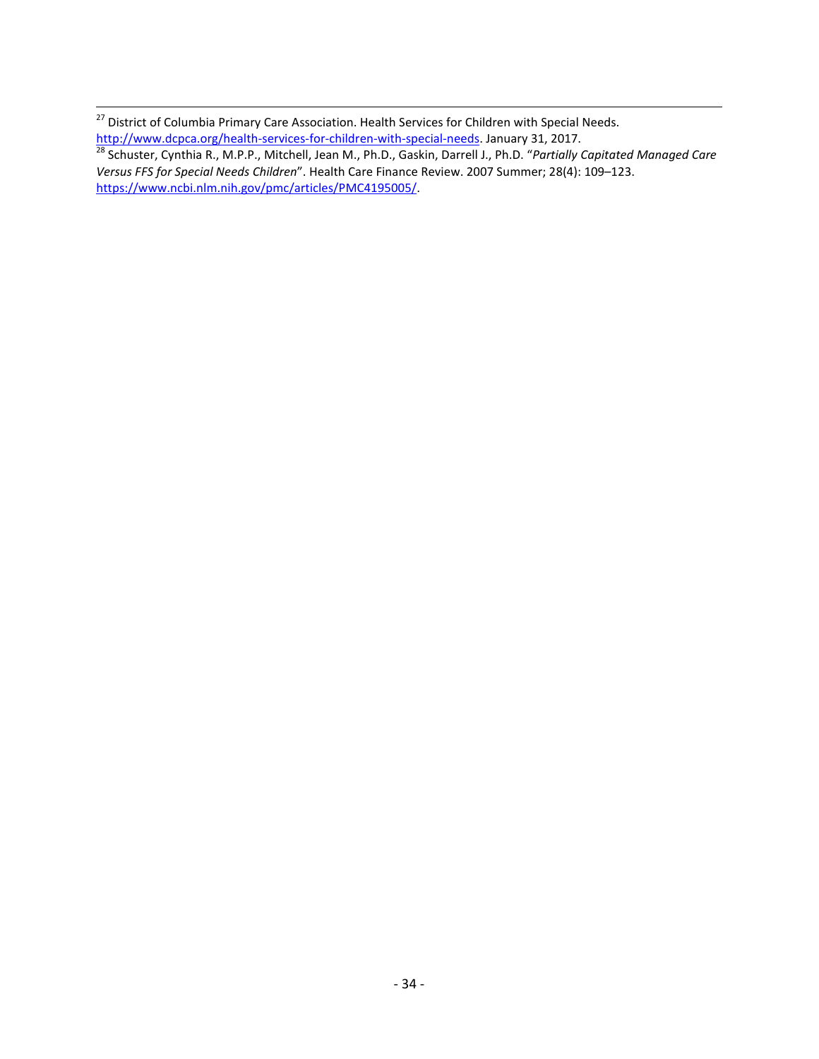[27] District of Columbia Primary Care Association. Health Services for Children with Special Needs. http://www.dcpca.org/health-services-for-children-with-special-needs. January 31, 2017.

[28] Schuster, Cynthia R., M.P.P., Mitchell, Jean M., Ph.D., Gaskin, Darrell J., Ph.D. "*Partially Capitated Managed Care Versus FFS for Special Needs Children*". Health Care Finance Review. 2007 Summer; 28(4): 109–123. https://www.ncbi.nlm.nih.gov/pmc/articles/PMC4195005/.